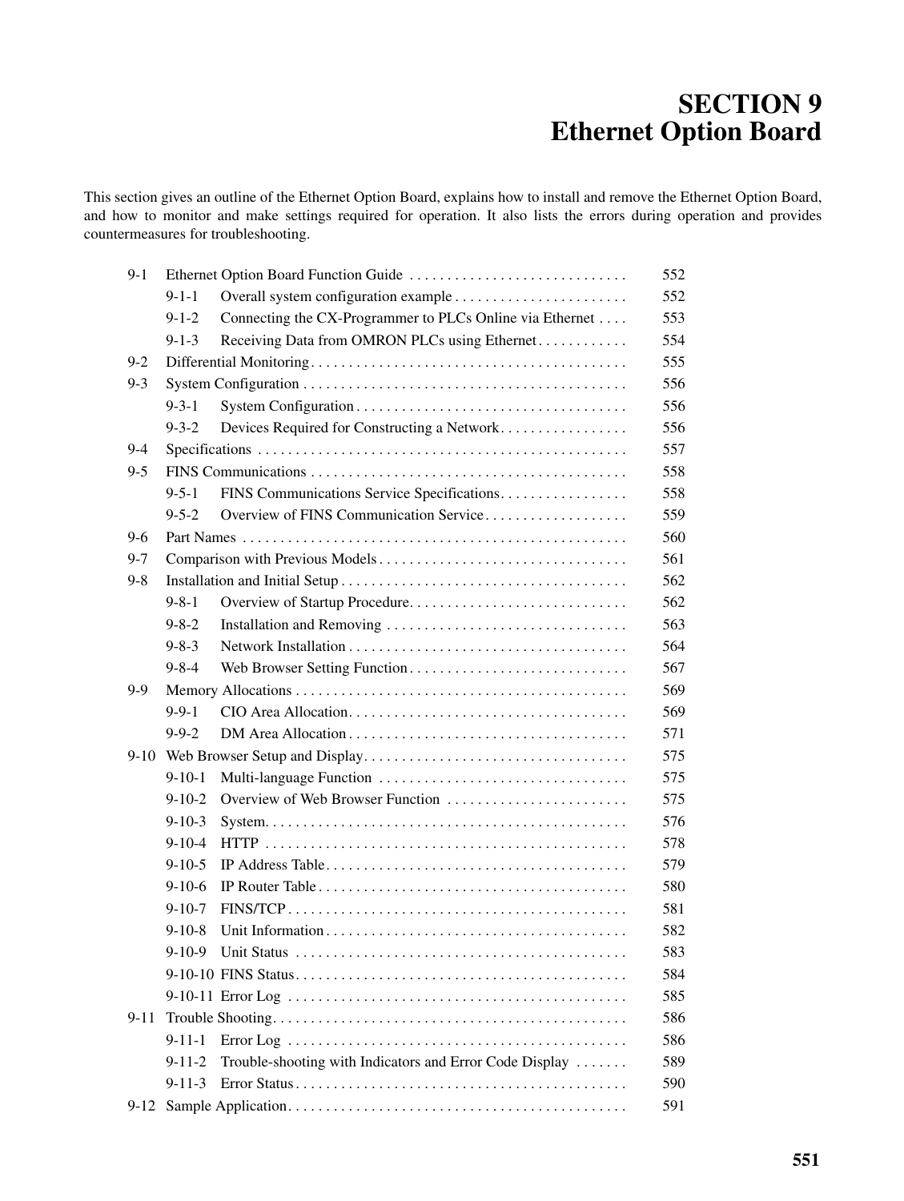# SECTION 9
# Ethernet Option Board

This section gives an outline of the Ethernet Option Board, explains how to install and remove the Ethernet Option Board, and how to monitor and make settings required for operation. It also lists the errors during operation and provides countermeasures for troubleshooting.

| | | |
|---|---|---|
| 9-1 | Ethernet Option Board Function Guide | 552 |
| | 9-1-1 Overall system configuration example | 552 |
| | 9-1-2 Connecting the CX-Programmer to PLCs Online via Ethernet | 553 |
| | 9-1-3 Receiving Data from OMRON PLCs using Ethernet | 554 |
| 9-2 | Differential Monitoring | 555 |
| 9-3 | System Configuration | 556 |
| | 9-3-1 System Configuration | 556 |
| | 9-3-2 Devices Required for Constructing a Network | 556 |
| 9-4 | Specifications | 557 |
| 9-5 | FINS Communications | 558 |
| | 9-5-1 FINS Communications Service Specifications | 558 |
| | 9-5-2 Overview of FINS Communication Service | 559 |
| 9-6 | Part Names | 560 |
| 9-7 | Comparison with Previous Models | 561 |
| 9-8 | Installation and Initial Setup | 562 |
| | 9-8-1 Overview of Startup Procedure | 562 |
| | 9-8-2 Installation and Removing | 563 |
| | 9-8-3 Network Installation | 564 |
| | 9-8-4 Web Browser Setting Function | 567 |
| 9-9 | Memory Allocations | 569 |
| | 9-9-1 CIO Area Allocation | 569 |
| | 9-9-2 DM Area Allocation | 571 |
| 9-10 | Web Browser Setup and Display | 575 |
| | 9-10-1 Multi-language Function | 575 |
| | 9-10-2 Overview of Web Browser Function | 575 |
| | 9-10-3 System | 576 |
| | 9-10-4 HTTP | 578 |
| | 9-10-5 IP Address Table | 579 |
| | 9-10-6 IP Router Table | 580 |
| | 9-10-7 FINS/TCP | 581 |
| | 9-10-8 Unit Information | 582 |
| | 9-10-9 Unit Status | 583 |
| | 9-10-10 FINS Status | 584 |
| | 9-10-11 Error Log | 585 |
| 9-11 | Trouble Shooting | 586 |
| | 9-11-1 Error Log | 586 |
| | 9-11-2 Trouble-shooting with Indicators and Error Code Display | 589 |
| | 9-11-3 Error Status | 590 |
| 9-12 | Sample Application | 591 |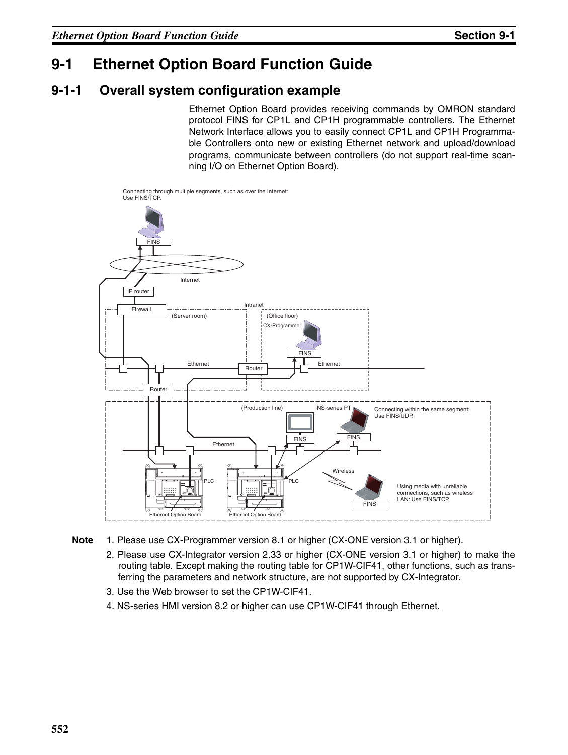# 9-1 Ethernet Option Board Function Guide

## 9-1-1 Overall system configuration example

Ethernet Option Board provides receiving commands by OMRON standard protocol FINS for CP1L and CP1H programmable controllers. The Ethernet Network Interface allows you to easily connect CP1L and CP1H Programmable Controllers onto new or existing Ethernet network and upload/download programs, communicate between controllers (do not support real-time scanning I/O on Ethernet Option Board).

Connecting through multiple segments, such as over the Internet: Use FINS/TCP.

FINS

Internet

IP router

Firewall

Intranet

(Server room)

(Office floor)

CX-Programmer

FINS

Ethernet

Router

Ethernet

Router

(Production line)

NS-series PT

Connecting within the same segment: Use FINS/UDP.

FINS

FINS

Ethernet

Wireless

PLC

PLC

Using media with unreliable connections, such as wireless LAN: Use FINS/TCP.

FINS

Ethernet Option Board

Ethernet Option Board

**Note**

1. Please use CX-Programmer version 8.1 or higher (CX-ONE version 3.1 or higher).
2. Please use CX-Integrator version 2.33 or higher (CX-ONE version 3.1 or higher) to make the routing table. Except making the routing table for CP1W-CIF41, other functions, such as transferring the parameters and network structure, are not supported by CX-Integrator.
3. Use the Web browser to set the CP1W-CIF41.
4. NS-series HMI version 8.2 or higher can use CP1W-CIF41 through Ethernet.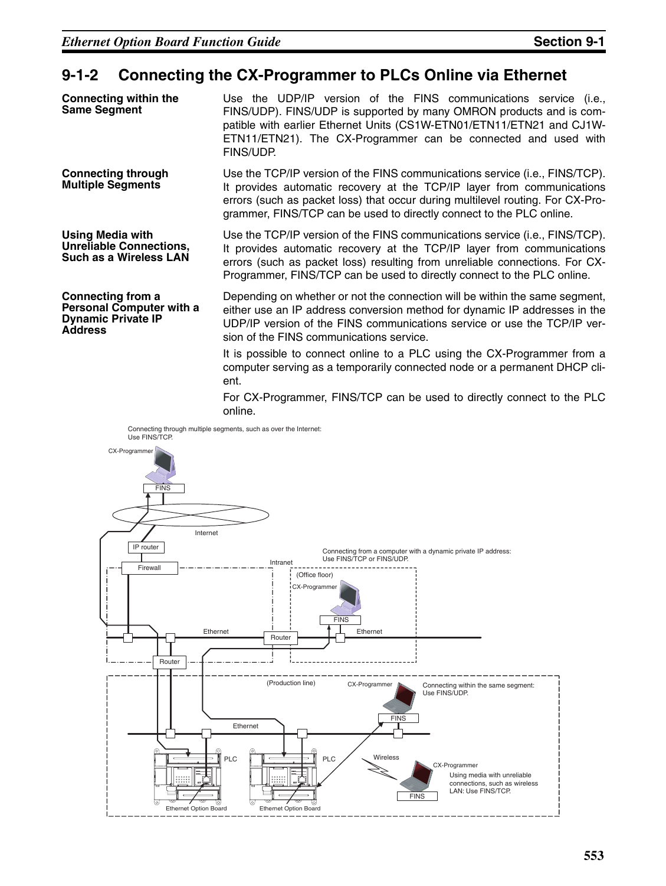## 9-1-2 Connecting the CX-Programmer to PLCs Online via Ethernet

**Connecting within the Same Segment**

Use the UDP/IP version of the FINS communications service (i.e., FINS/UDP). FINS/UDP is supported by many OMRON products and is compatible with earlier Ethernet Units (CS1W-ETN01/ETN11/ETN21 and CJ1W-ETN11/ETN21). The CX-Programmer can be connected and used with FINS/UDP.

**Connecting through Multiple Segments**

Use the TCP/IP version of the FINS communications service (i.e., FINS/TCP). It provides automatic recovery at the TCP/IP layer from communications errors (such as packet loss) that occur during multilevel routing. For CX-Programmer, FINS/TCP can be used to directly connect to the PLC online.

**Using Media with Unreliable Connections, Such as a Wireless LAN**

Use the TCP/IP version of the FINS communications service (i.e., FINS/TCP). It provides automatic recovery at the TCP/IP layer from communications errors (such as packet loss) resulting from unreliable connections. For CX-Programmer, FINS/TCP can be used to directly connect to the PLC online.

**Connecting from a Personal Computer with a Dynamic Private IP Address**

Depending on whether or not the connection will be within the same segment, either use an IP address conversion method for dynamic IP addresses in the UDP/IP version of the FINS communications service or use the TCP/IP version of the FINS communications service.

It is possible to connect online to a PLC using the CX-Programmer from a computer serving as a temporarily connected node or a permanent DHCP client.

For CX-Programmer, FINS/TCP can be used to directly connect to the PLC online.

Connecting through multiple segments, such as over the Internet: Use FINS/TCP.

CX-Programmer
FINS
Internet
IP router
Firewall
Intranet

Connecting from a computer with a dynamic private IP address: Use FINS/TCP or FINS/UDP.

(Office floor)
CX-Programmer
FINS
Ethernet
Router
Ethernet
Router

(Production line)
CX-Programmer

Connecting within the same segment: Use FINS/UDP.

FINS
Ethernet
PLC
PLC
Wireless
CX-Programmer

Using media with unreliable connections, such as wireless LAN: Use FINS/TCP.

FINS
Ethernet Option Board
Ethernet Option Board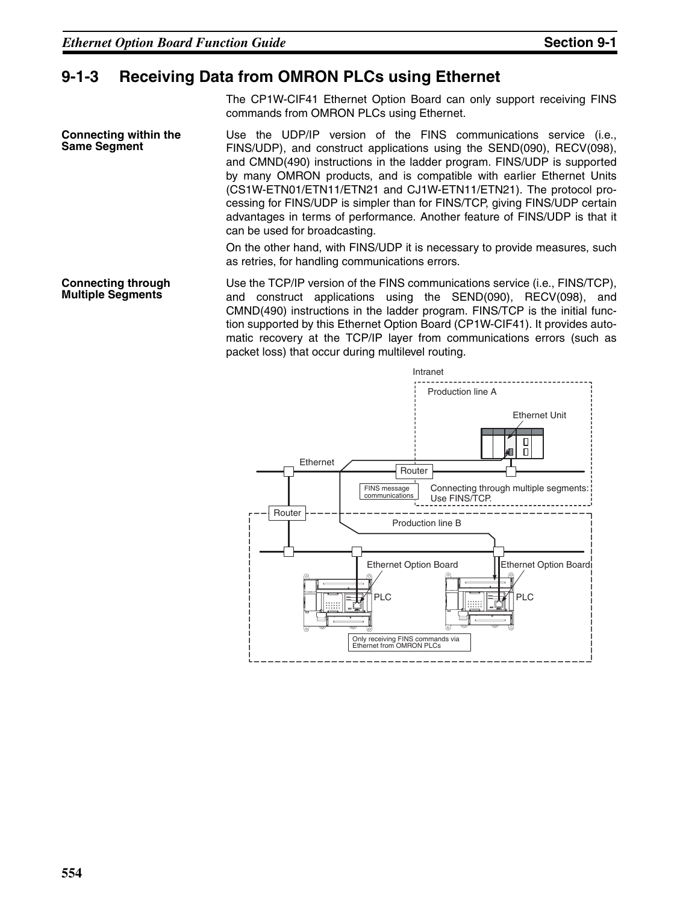## 9-1-3 Receiving Data from OMRON PLCs using Ethernet

The CP1W-CIF41 Ethernet Option Board can only support receiving FINS commands from OMRON PLCs using Ethernet.

**Connecting within the Same Segment**

Use the UDP/IP version of the FINS communications service (i.e., FINS/UDP), and construct applications using the SEND(090), RECV(098), and CMND(490) instructions in the ladder program. FINS/UDP is supported by many OMRON products, and is compatible with earlier Ethernet Units (CS1W-ETN01/ETN11/ETN21 and CJ1W-ETN11/ETN21). The protocol processing for FINS/UDP is simpler than for FINS/TCP, giving FINS/UDP certain advantages in terms of performance. Another feature of FINS/UDP is that it can be used for broadcasting.

On the other hand, with FINS/UDP it is necessary to provide measures, such as retries, for handling communications errors.

**Connecting through Multiple Segments**

Use the TCP/IP version of the FINS communications service (i.e., FINS/TCP), and construct applications using the SEND(090), RECV(098), and CMND(490) instructions in the ladder program. FINS/TCP is the initial function supported by this Ethernet Option Board (CP1W-CIF41). It provides automatic recovery at the TCP/IP layer from communications errors (such as packet loss) that occur during multilevel routing.

Intranet

Production line A

Ethernet Unit

Ethernet

Router

FINS message communications

Connecting through multiple segments: Use FINS/TCP.

Router

Production line B

Ethernet Option Board

Ethernet Option Board

PLC

PLC

Only receiving FINS commands via Ethernet from OMRON PLCs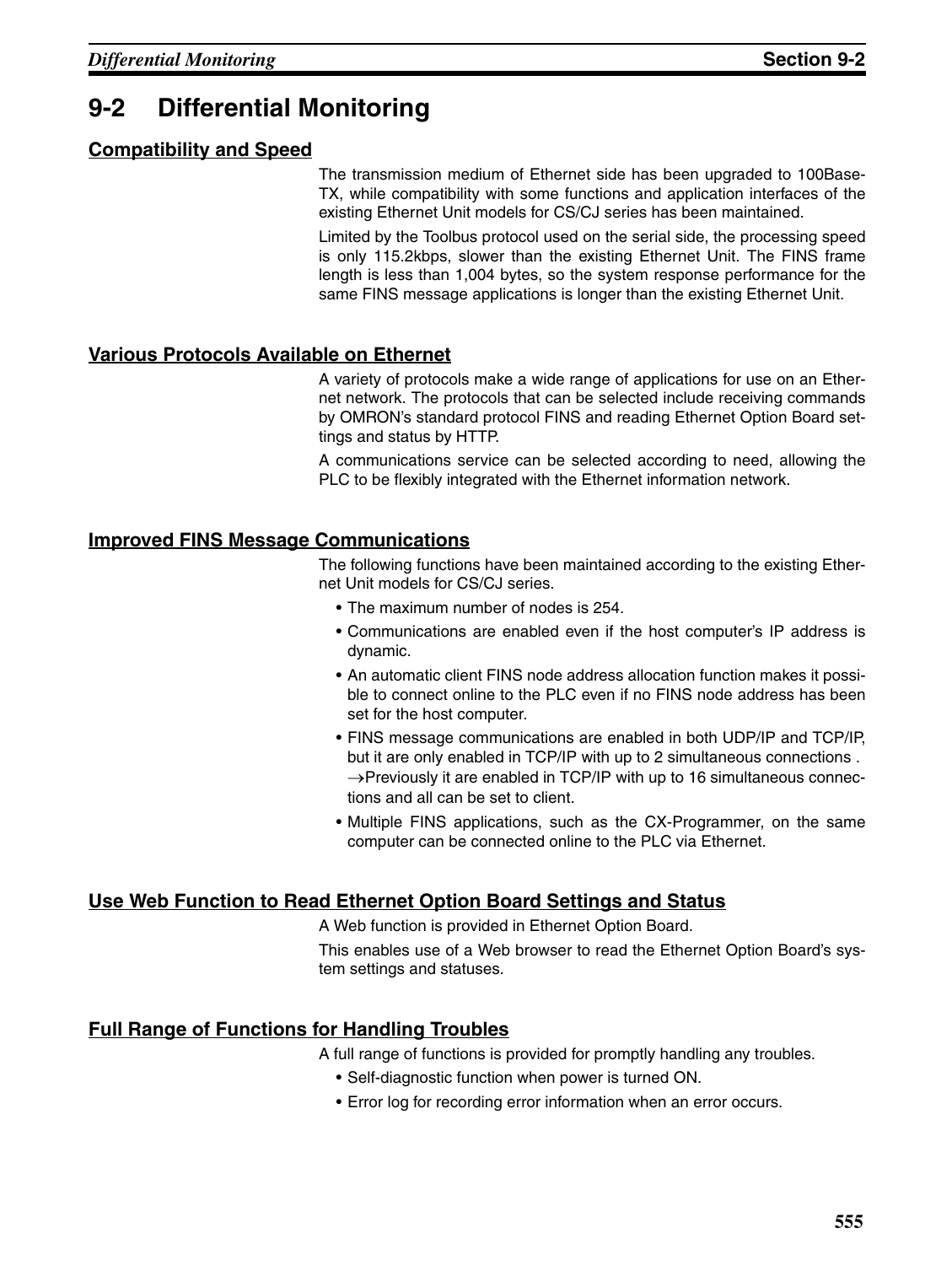## 9-2 Differential Monitoring

### Compatibility and Speed

The transmission medium of Ethernet side has been upgraded to 100Base-TX, while compatibility with some functions and application interfaces of the existing Ethernet Unit models for CS/CJ series has been maintained.

Limited by the Toolbus protocol used on the serial side, the processing speed is only 115.2kbps, slower than the existing Ethernet Unit. The FINS frame length is less than 1,004 bytes, so the system response performance for the same FINS message applications is longer than the existing Ethernet Unit.

### Various Protocols Available on Ethernet

A variety of protocols make a wide range of applications for use on an Ethernet network. The protocols that can be selected include receiving commands by OMRON's standard protocol FINS and reading Ethernet Option Board settings and status by HTTP.

A communications service can be selected according to need, allowing the PLC to be flexibly integrated with the Ethernet information network.

### Improved FINS Message Communications

The following functions have been maintained according to the existing Ethernet Unit models for CS/CJ series.

- The maximum number of nodes is 254.
- Communications are enabled even if the host computer's IP address is dynamic.
- An automatic client FINS node address allocation function makes it possible to connect online to the PLC even if no FINS node address has been set for the host computer.
- FINS message communications are enabled in both UDP/IP and TCP/IP, but it are only enabled in TCP/IP with up to 2 simultaneous connections .
  →Previously it are enabled in TCP/IP with up to 16 simultaneous connections and all can be set to client.
- Multiple FINS applications, such as the CX-Programmer, on the same computer can be connected online to the PLC via Ethernet.

### Use Web Function to Read Ethernet Option Board Settings and Status

A Web function is provided in Ethernet Option Board.

This enables use of a Web browser to read the Ethernet Option Board's system settings and statuses.

### Full Range of Functions for Handling Troubles

A full range of functions is provided for promptly handling any troubles.

- Self-diagnostic function when power is turned ON.
- Error log for recording error information when an error occurs.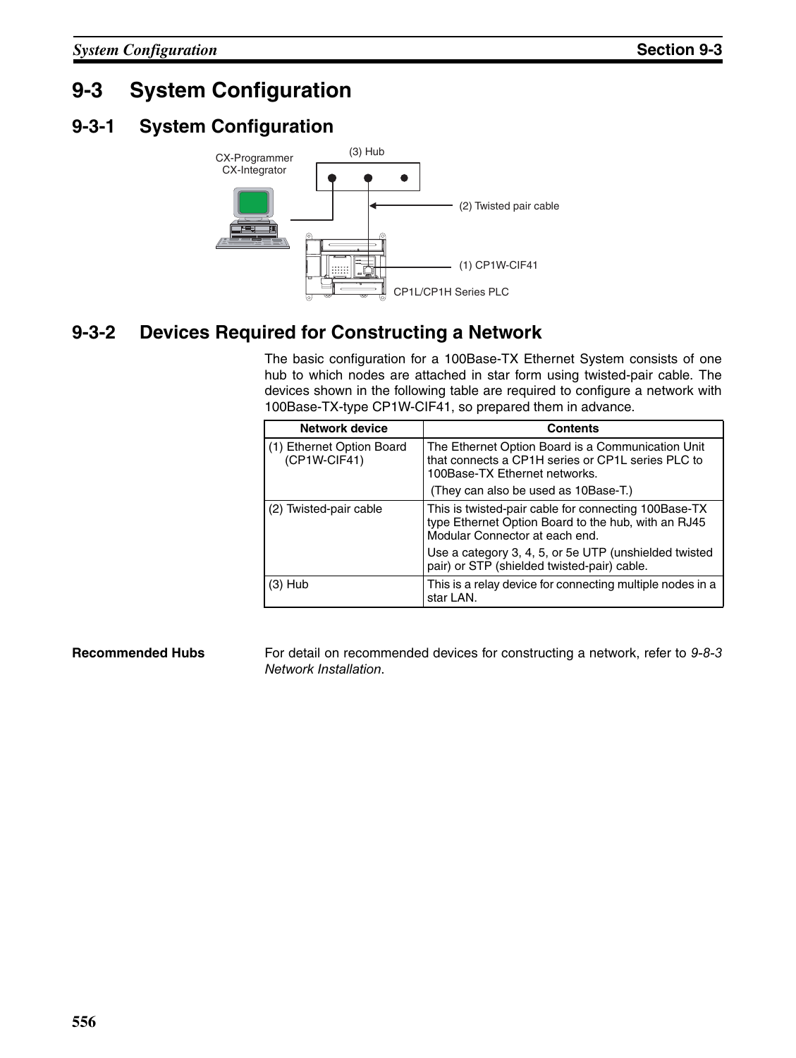# 9-3 System Configuration

## 9-3-1 System Configuration

CX-Programmer
CX-Integrator

(3) Hub

(2) Twisted pair cable

(1) CP1W-CIF41

CP1L/CP1H Series PLC

## 9-3-2 Devices Required for Constructing a Network

The basic configuration for a 100Base-TX Ethernet System consists of one hub to which nodes are attached in star form using twisted-pair cable. The devices shown in the following table are required to configure a network with 100Base-TX-type CP1W-CIF41, so prepared them in advance.

| Network device | Contents |
|---|---|
| (1) Ethernet Option Board (CP1W-CIF41) | The Ethernet Option Board is a Communication Unit that connects a CP1H series or CP1L series PLC to 100Base-TX Ethernet networks.<br>(They can also be used as 10Base-T.) |
| (2) Twisted-pair cable | This is twisted-pair cable for connecting 100Base-TX type Ethernet Option Board to the hub, with an RJ45 Modular Connector at each end.<br>Use a category 3, 4, 5, or 5e UTP (unshielded twisted pair) or STP (shielded twisted-pair) cable. |
| (3) Hub | This is a relay device for connecting multiple nodes in a star LAN. |

**Recommended Hubs**

For detail on recommended devices for constructing a network, refer to *9-8-3 Network Installation*.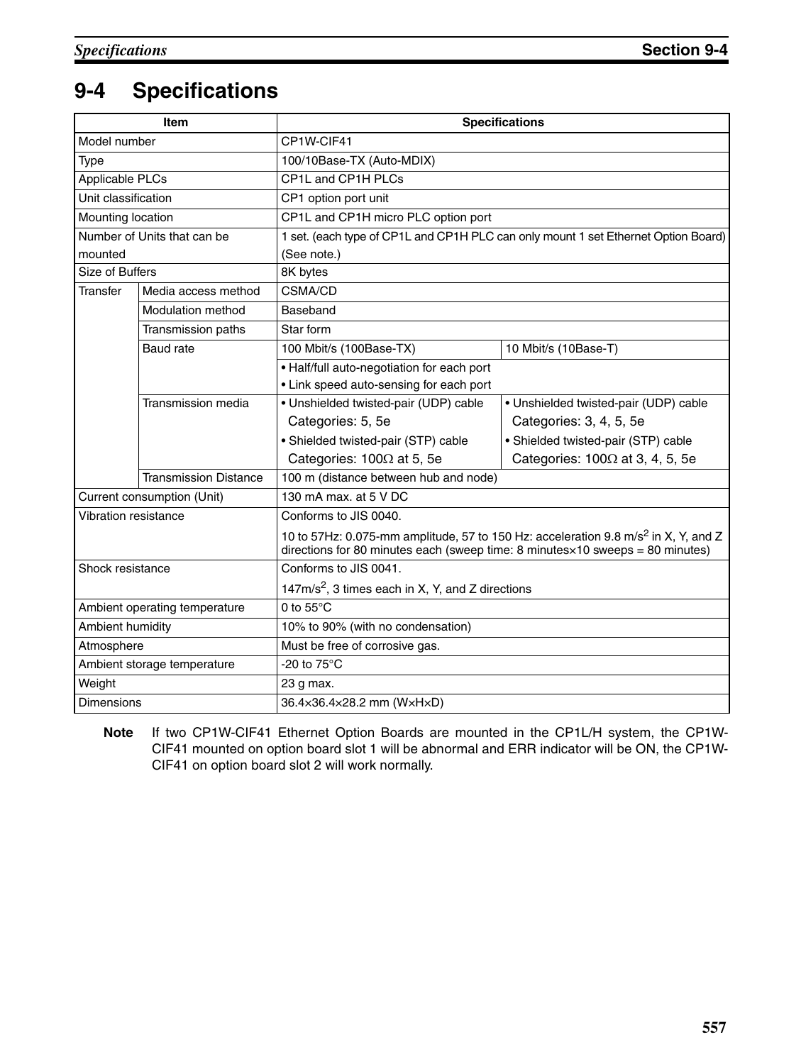# 9-4 Specifications

| Item | | Specifications | |
|---|---|---|---|
| Model number | | CP1W-CIF41 | |
| Type | | 100/10Base-TX (Auto-MDIX) | |
| Applicable PLCs | | CP1L and CP1H PLCs | |
| Unit classification | | CP1 option port unit | |
| Mounting location | | CP1L and CP1H micro PLC option port | |
| Number of Units that can be mounted | | 1 set. (each type of CP1L and CP1H PLC can only mount 1 set Ethernet Option Board) (See note.) | |
| Size of Buffers | | 8K bytes | |
| Transfer | Media access method | CSMA/CD | |
| | Modulation method | Baseband | |
| | Transmission paths | Star form | |
| | Baud rate | 100 Mbit/s (100Base-TX) | 10 Mbit/s (10Base-T) |
| | | • Half/full auto-negotiation for each port<br>• Link speed auto-sensing for each port | |
| | Transmission media | • Unshielded twisted-pair (UDP) cable Categories: 5, 5e<br>• Shielded twisted-pair (STP) cable Categories: 100Ω at 5, 5e | • Unshielded twisted-pair (UDP) cable Categories: 3, 4, 5, 5e<br>• Shielded twisted-pair (STP) cable Categories: 100Ω at 3, 4, 5, 5e |
| | Transmission Distance | 100 m (distance between hub and node) | |
| Current consumption (Unit) | | 130 mA max. at 5 V DC | |
| Vibration resistance | | Conforms to JIS 0040.<br>10 to 57Hz: 0.075-mm amplitude, 57 to 150 Hz: acceleration 9.8 m/s$^2$ in X, Y, and Z directions for 80 minutes each (sweep time: 8 minutes×10 sweeps = 80 minutes) | |
| Shock resistance | | Conforms to JIS 0041.<br>147m/s$^2$, 3 times each in X, Y, and Z directions | |
| Ambient operating temperature | | 0 to 55°C | |
| Ambient humidity | | 10% to 90% (with no condensation) | |
| Atmosphere | | Must be free of corrosive gas. | |
| Ambient storage temperature | | -20 to 75°C | |
| Weight | | 23 g max. | |
| Dimensions | | 36.4×36.4×28.2 mm (W×H×D) | |

**Note** If two CP1W-CIF41 Ethernet Option Boards are mounted in the CP1L/H system, the CP1W-CIF41 mounted on option board slot 1 will be abnormal and ERR indicator will be ON, the CP1W-CIF41 on option board slot 2 will work normally.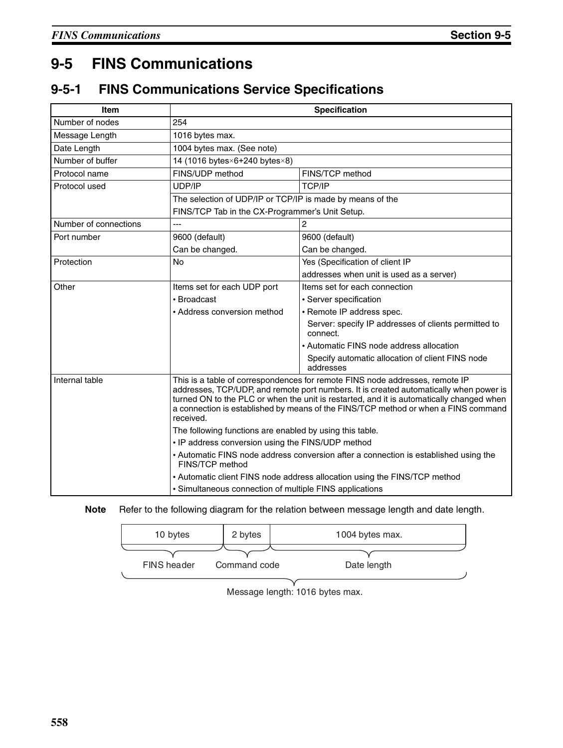# 9-5 FINS Communications

## 9-5-1 FINS Communications Service Specifications

| Item | Specification | |
|---|---|---|
| Number of nodes | 254 | |
| Message Length | 1016 bytes max. | |
| Date Length | 1004 bytes max. (See note) | |
| Number of buffer | 14 (1016 bytes×6+240 bytes×8) | |
| Protocol name | FINS/UDP method | FINS/TCP method |
| Protocol used | UDP/IP | TCP/IP |
| | The selection of UDP/IP or TCP/IP is made by means of the FINS/TCP Tab in the CX-Programmer's Unit Setup. | |
| Number of connections | --- | 2 |
| Port number | 9600 (default)<br>Can be changed. | 9600 (default)<br>Can be changed. |
| Protection | No | Yes (Specification of client IP addresses when unit is used as a server) |
| Other | Items set for each UDP port<br>• Broadcast<br>• Address conversion method | Items set for each connection<br>• Server specification<br>• Remote IP address spec.<br>Server: specify IP addresses of clients permitted to connect.<br>• Automatic FINS node address allocation<br>Specify automatic allocation of client FINS node addresses |
| Internal table | This is a table of correspondences for remote FINS node addresses, remote IP addresses, TCP/UDP, and remote port numbers. It is created automatically when power is turned ON to the PLC or when the unit is restarted, and it is automatically changed when a connection is established by means of the FINS/TCP method or when a FINS command received.<br>The following functions are enabled by using this table.<br>• IP address conversion using the FINS/UDP method<br>• Automatic FINS node address conversion after a connection is established using the FINS/TCP method<br>• Automatic client FINS node address allocation using the FINS/TCP method<br>• Simultaneous connection of multiple FINS applications | |

**Note** Refer to the following diagram for the relation between message length and date length.

| 10 bytes | 2 bytes | 1004 bytes max. |
|---|---|---|
| FINS header | Command code | Date length |

Message length: 1016 bytes max.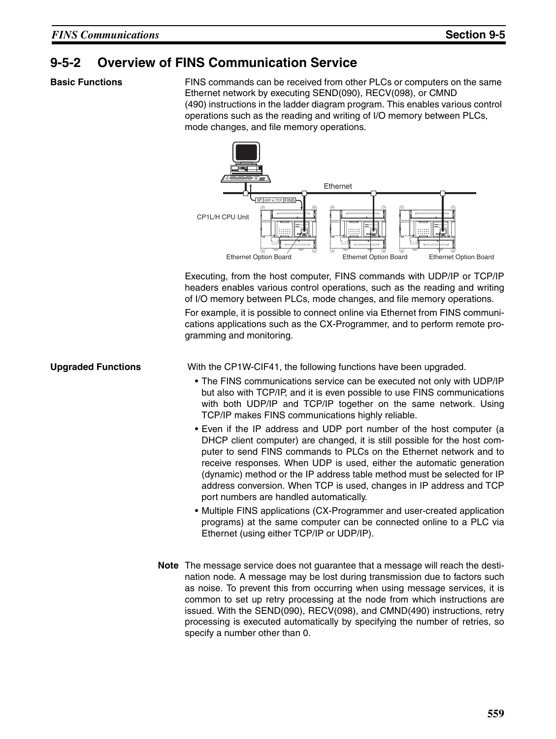## 9-5-2 Overview of FINS Communication Service

**Basic Functions**

FINS commands can be received from other PLCs or computers on the same Ethernet network by executing SEND(090), RECV(098), or CMND (490) instructions in the ladder diagram program. This enables various control operations such as the reading and writing of I/O memory between PLCs, mode changes, and file memory operations.

Executing, from the host computer, FINS commands with UDP/IP or TCP/IP headers enables various control operations, such as the reading and writing of I/O memory between PLCs, mode changes, and file memory operations.

For example, it is possible to connect online via Ethernet from FINS communications applications such as the CX-Programmer, and to perform remote programming and monitoring.

**Upgraded Functions**

With the CP1W-CIF41, the following functions have been upgraded.

- The FINS communications service can be executed not only with UDP/IP but also with TCP/IP, and it is even possible to use FINS communications with both UDP/IP and TCP/IP together on the same network. Using TCP/IP makes FINS communications highly reliable.
- Even if the IP address and UDP port number of the host computer (a DHCP client computer) are changed, it is still possible for the host computer to send FINS commands to PLCs on the Ethernet network and to receive responses. When UDP is used, either the automatic generation (dynamic) method or the IP address table method must be selected for IP address conversion. When TCP is used, changes in IP address and TCP port numbers are handled automatically.
- Multiple FINS applications (CX-Programmer and user-created application programs) at the same computer can be connected online to a PLC via Ethernet (using either TCP/IP or UDP/IP).

**Note** The message service does not guarantee that a message will reach the destination node. A message may be lost during transmission due to factors such as noise. To prevent this from occurring when using message services, it is common to set up retry processing at the node from which instructions are issued. With the SEND(090), RECV(098), and CMND(490) instructions, retry processing is executed automatically by specifying the number of retries, so specify a number other than 0.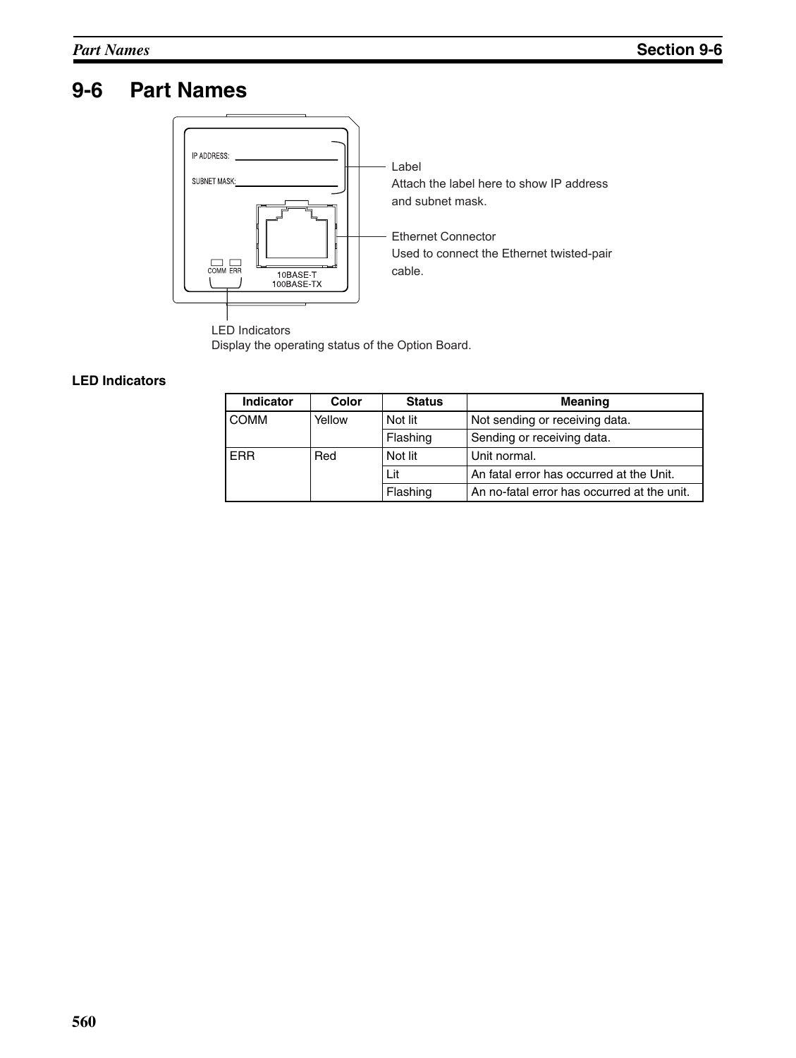# 9-6 Part Names

IP ADDRESS:

SUBNET MASK:

COMM ERR

10BASE-T
100BASE-TX

Label
Attach the label here to show IP address and subnet mask.

Ethernet Connector
Used to connect the Ethernet twisted-pair cable.

LED Indicators
Display the operating status of the Option Board.

### LED Indicators

| Indicator | Color | Status | Meaning |
|---|---|---|---|
| COMM | Yellow | Not lit | Not sending or receiving data. |
| | | Flashing | Sending or receiving data. |
| ERR | Red | Not lit | Unit normal. |
| | | Lit | An fatal error has occurred at the Unit. |
| | | Flashing | An no-fatal error has occurred at the unit. |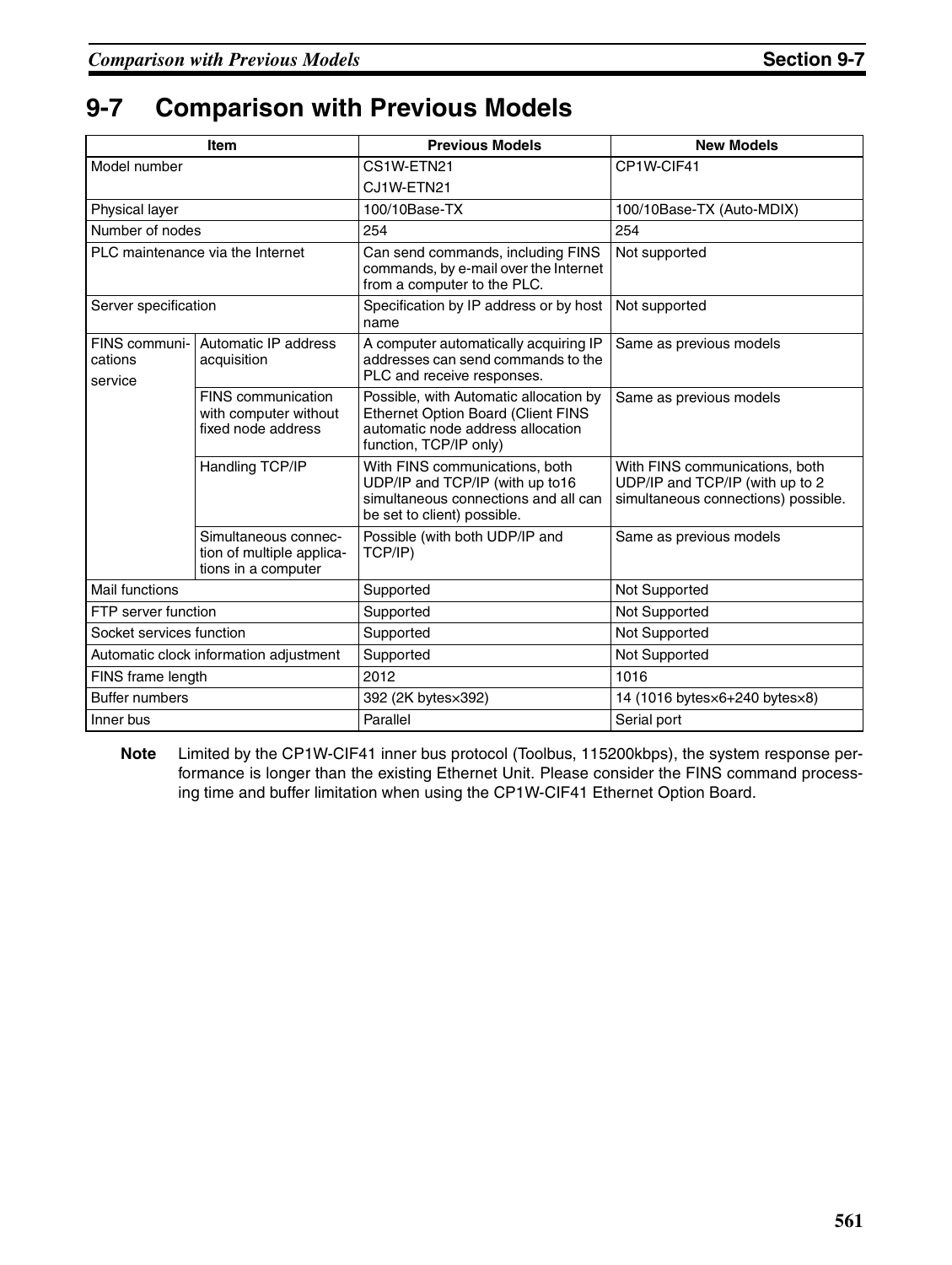# 9-7 Comparison with Previous Models

| Item | | Previous Models | New Models |
|---|---|---|---|
| Model number | | CS1W-ETN21<br>CJ1W-ETN21 | CP1W-CIF41 |
| Physical layer | | 100/10Base-TX | 100/10Base-TX (Auto-MDIX) |
| Number of nodes | | 254 | 254 |
| PLC maintenance via the Internet | | Can send commands, including FINS commands, by e-mail over the Internet from a computer to the PLC. | Not supported |
| Server specification | | Specification by IP address or by host name | Not supported |
| FINS communications service | Automatic IP address acquisition | A computer automatically acquiring IP addresses can send commands to the PLC and receive responses. | Same as previous models |
| | FINS communication with computer without fixed node address | Possible, with Automatic allocation by Ethernet Option Board (Client FINS automatic node address allocation function, TCP/IP only) | Same as previous models |
| | Handling TCP/IP | With FINS communications, both UDP/IP and TCP/IP (with up to16 simultaneous connections and all can be set to client) possible. | With FINS communications, both UDP/IP and TCP/IP (with up to 2 simultaneous connections) possible. |
| | Simultaneous connection of multiple applications in a computer | Possible (with both UDP/IP and TCP/IP) | Same as previous models |
| Mail functions | | Supported | Not Supported |
| FTP server function | | Supported | Not Supported |
| Socket services function | | Supported | Not Supported |
| Automatic clock information adjustment | | Supported | Not Supported |
| FINS frame length | | 2012 | 1016 |
| Buffer numbers | | 392 (2K bytes×392) | 14 (1016 bytes×6+240 bytes×8) |
| Inner bus | | Parallel | Serial port |

**Note** Limited by the CP1W-CIF41 inner bus protocol (Toolbus, 115200kbps), the system response performance is longer than the existing Ethernet Unit. Please consider the FINS command processing time and buffer limitation when using the CP1W-CIF41 Ethernet Option Board.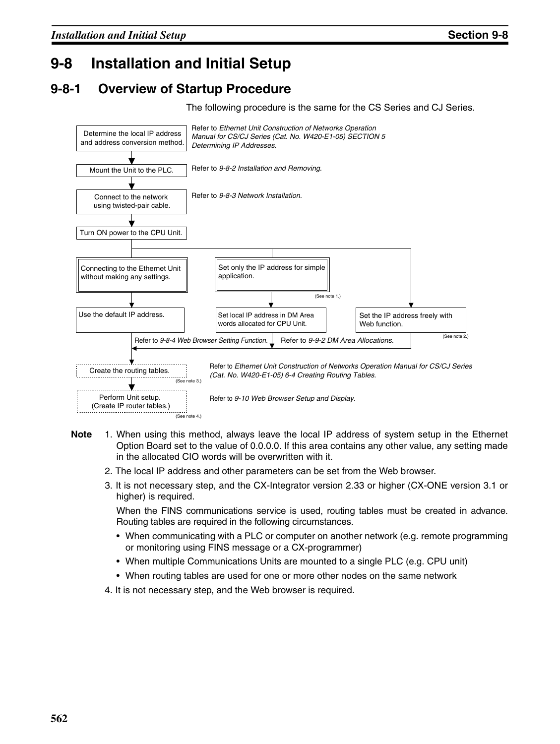# 9-8 Installation and Initial Setup

## 9-8-1 Overview of Startup Procedure

The following procedure is the same for the CS Series and CJ Series.

1. **Determine the local IP address and address conversion method.**
   Refer to *Ethernet Unit Construction of Networks Operation Manual for CS/CJ Series (Cat. No. W420-E1-05) SECTION 5 Determining IP Addresses*.
2. **Mount the Unit to the PLC.**
   Refer to *9-8-2 Installation and Removing.*
3. **Connect to the network using twisted-pair cable.**
   Refer to *9-8-3 Network Installation.*
4. **Turn ON power to the CPU Unit.**
5. Select one of the following:
   - **Connecting to the Ethernet Unit without making any settings.** → Use the default IP address.
   - **Set only the IP address for simple application.** (See note 1.) → Set local IP address in DM Area words allocated for CPU Unit. Refer to *9-9-2 DM Area Allocations.*
   - **Set the IP address freely with Web function.** (See note 2.) Refer to *9-8-4 Web Browser Setting Function.*
6. **Create the routing tables.** (See note 3.)
   Refer to *Ethernet Unit Construction of Networks Operation Manual for CS/CJ Series (Cat. No. W420-E1-05) 6-4 Creating Routing Tables.*
7. **Perform Unit setup. (Create IP router tables.)** (See note 4.)
   Refer to *9-10 Web Browser Setup and Display.*

**Note**

1. When using this method, always leave the local IP address of system setup in the Ethernet Option Board set to the value of 0.0.0.0. If this area contains any other value, any setting made in the allocated CIO words will be overwritten with it.
2. The local IP address and other parameters can be set from the Web browser.
3. It is not necessary step, and the CX-Integrator version 2.33 or higher (CX-ONE version 3.1 or higher) is required.

   When the FINS communications service is used, routing tables must be created in advance. Routing tables are required in the following circumstances.

   - When communicating with a PLC or computer on another network (e.g. remote programming or monitoring using FINS message or a CX-programmer)
   - When multiple Communications Units are mounted to a single PLC (e.g. CPU unit)
   - When routing tables are used for one or more other nodes on the same network
4. It is not necessary step, and the Web browser is required.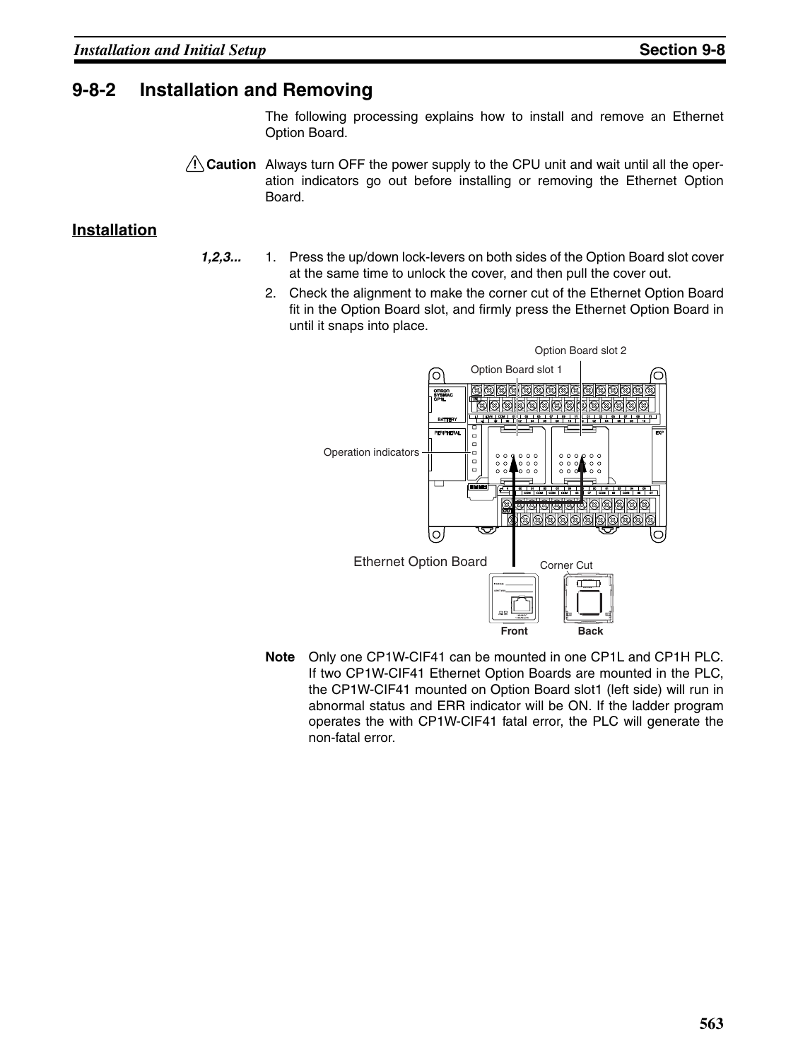## 9-8-2 Installation and Removing

The following processing explains how to install and remove an Ethernet Option Board.

**Caution** Always turn OFF the power supply to the CPU unit and wait until all the operation indicators go out before installing or removing the Ethernet Option Board.

### Installation

*1,2,3...*

1. Press the up/down lock-levers on both sides of the Option Board slot cover at the same time to unlock the cover, and then pull the cover out.
2. Check the alignment to make the corner cut of the Ethernet Option Board fit in the Option Board slot, and firmly press the Ethernet Option Board in until it snaps into place.

Option Board slot 2

Option Board slot 1

Operation indicators

Ethernet Option Board

Corner Cut

Front

Back

**Note** Only one CP1W-CIF41 can be mounted in one CP1L and CP1H PLC. If two CP1W-CIF41 Ethernet Option Boards are mounted in the PLC, the CP1W-CIF41 mounted on Option Board slot1 (left side) will run in abnormal status and ERR indicator will be ON. If the ladder program operates the with CP1W-CIF41 fatal error, the PLC will generate the non-fatal error.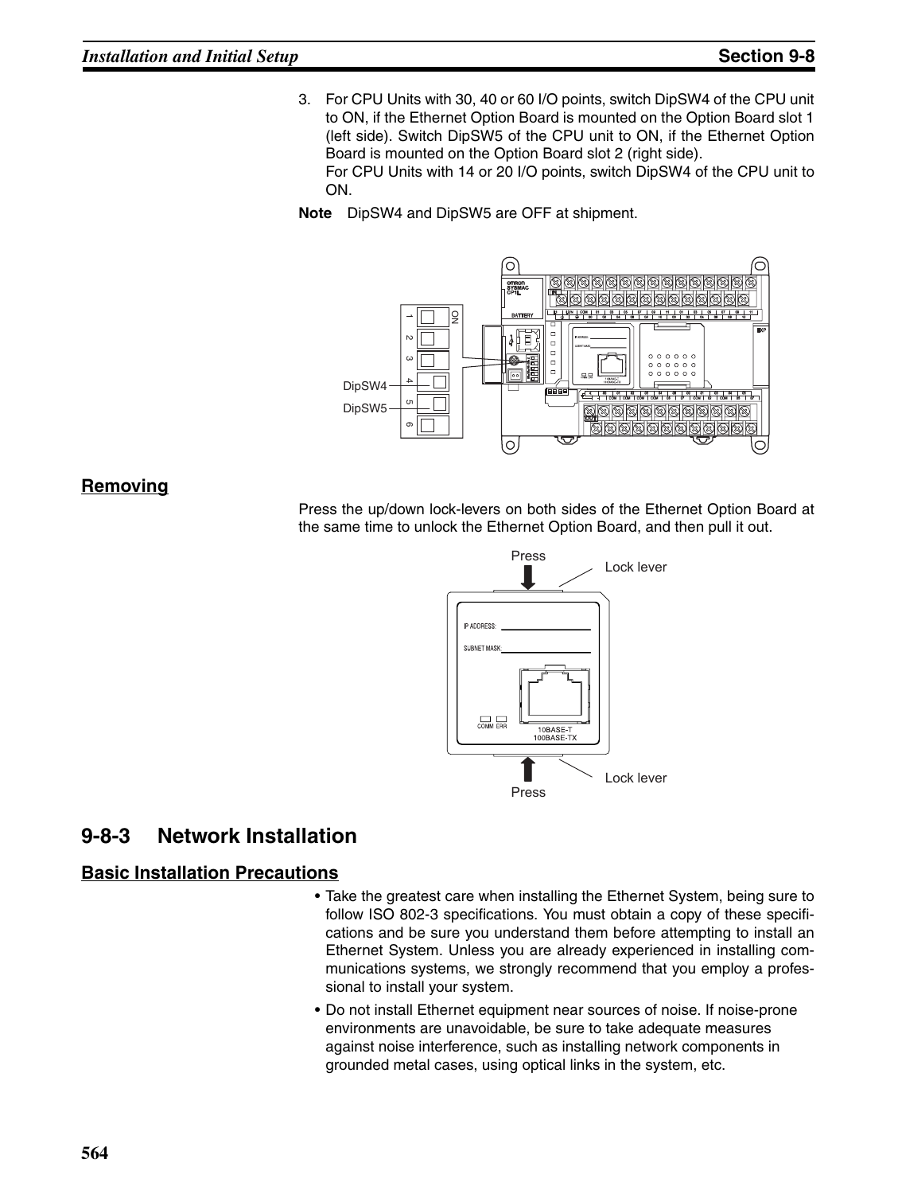3. For CPU Units with 30, 40 or 60 I/O points, switch DipSW4 of the CPU unit to ON, if the Ethernet Option Board is mounted on the Option Board slot 1 (left side). Switch DipSW5 of the CPU unit to ON, if the Ethernet Option Board is mounted on the Option Board slot 2 (right side).
   For CPU Units with 14 or 20 I/O points, switch DipSW4 of the CPU unit to ON.

**Note** DipSW4 and DipSW5 are OFF at shipment.

### Removing

Press the up/down lock-levers on both sides of the Ethernet Option Board at the same time to unlock the Ethernet Option Board, and then pull it out.

## 9-8-3 Network Installation

### Basic Installation Precautions

- Take the greatest care when installing the Ethernet System, being sure to follow ISO 802-3 specifications. You must obtain a copy of these specifications and be sure you understand them before attempting to install an Ethernet System. Unless you are already experienced in installing communications systems, we strongly recommend that you employ a professional to install your system.
- Do not install Ethernet equipment near sources of noise. If noise-prone environments are unavoidable, be sure to take adequate measures against noise interference, such as installing network components in grounded metal cases, using optical links in the system, etc.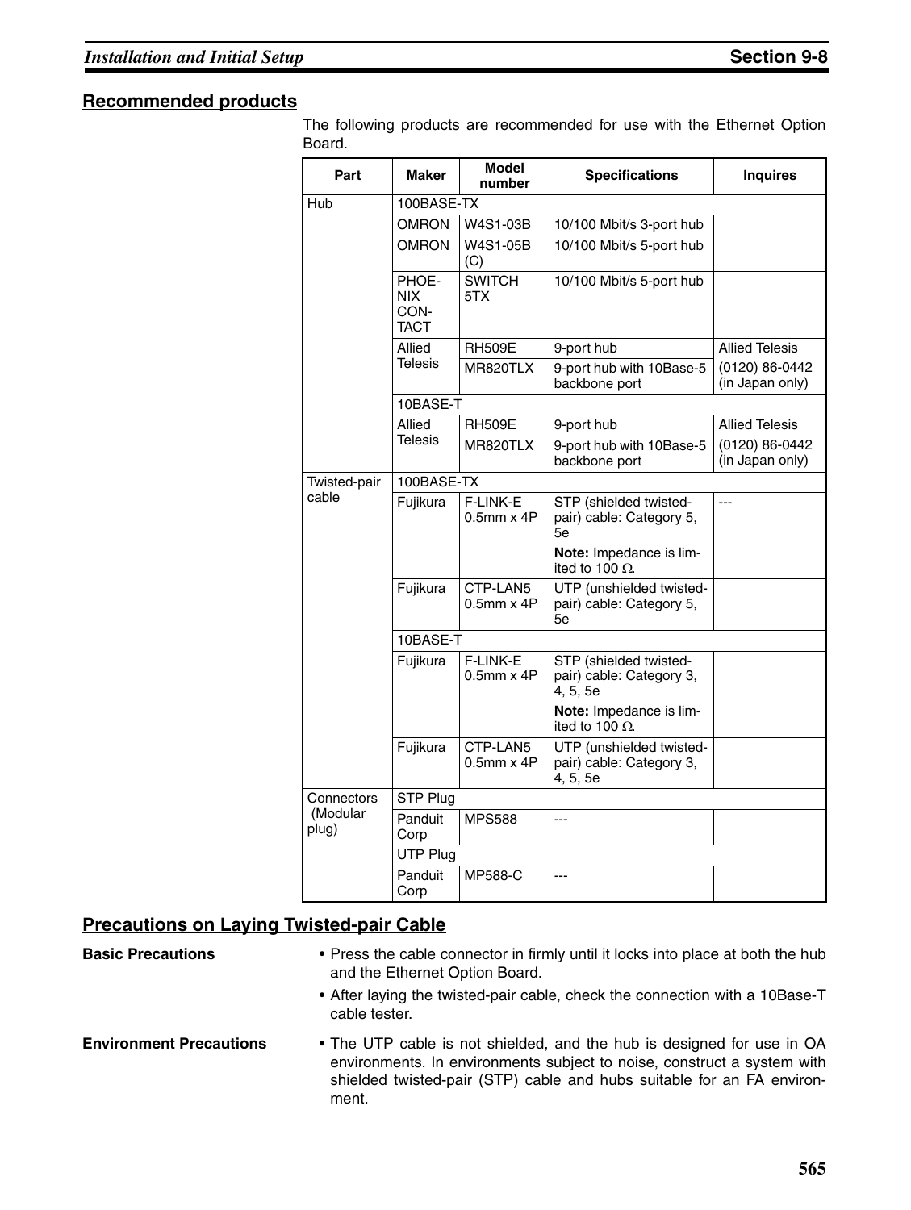## Recommended products

The following products are recommended for use with the Ethernet Option Board.

| Part | Maker | Model number | Specifications | Inquires |
|---|---|---|---|---|
| Hub | 100BASE-TX | | | |
| | OMRON | W4S1-03B | 10/100 Mbit/s 3-port hub | |
| | OMRON | W4S1-05B (C) | 10/100 Mbit/s 5-port hub | |
| | PHOENIX CONTACT | SWITCH 5TX | 10/100 Mbit/s 5-port hub | |
| | Allied Telesis | RH509E | 9-port hub | Allied Telesis (0120) 86-0442 (in Japan only) |
| | | MR820TLX | 9-port hub with 10Base-5 backbone port | |
| | 10BASE-T | | | |
| | Allied Telesis | RH509E | 9-port hub | Allied Telesis (0120) 86-0442 (in Japan only) |
| | | MR820TLX | 9-port hub with 10Base-5 backbone port | |
| Twisted-pair cable | 100BASE-TX | | | |
| | Fujikura | F-LINK-E 0.5mm x 4P | STP (shielded twisted-pair) cable: Category 5, 5e **Note:** Impedance is limited to 100 Ω. | --- |
| | Fujikura | CTP-LAN5 0.5mm x 4P | UTP (unshielded twisted-pair) cable: Category 5, 5e | |
| | 10BASE-T | | | |
| | Fujikura | F-LINK-E 0.5mm x 4P | STP (shielded twisted-pair) cable: Category 3, 4, 5, 5e **Note:** Impedance is limited to 100 Ω. | |
| | Fujikura | CTP-LAN5 0.5mm x 4P | UTP (unshielded twisted-pair) cable: Category 3, 4, 5, 5e | |
| Connectors (Modular plug) | STP Plug | | | |
| | Panduit Corp | MPS588 | --- | |
| | UTP Plug | | | |
| | Panduit Corp | MP588-C | --- | |

## Precautions on Laying Twisted-pair Cable

**Basic Precautions**

- Press the cable connector in firmly until it locks into place at both the hub and the Ethernet Option Board.
- After laying the twisted-pair cable, check the connection with a 10Base-T cable tester.

**Environment Precautions**

- The UTP cable is not shielded, and the hub is designed for use in OA environments. In environments subject to noise, construct a system with shielded twisted-pair (STP) cable and hubs suitable for an FA environment.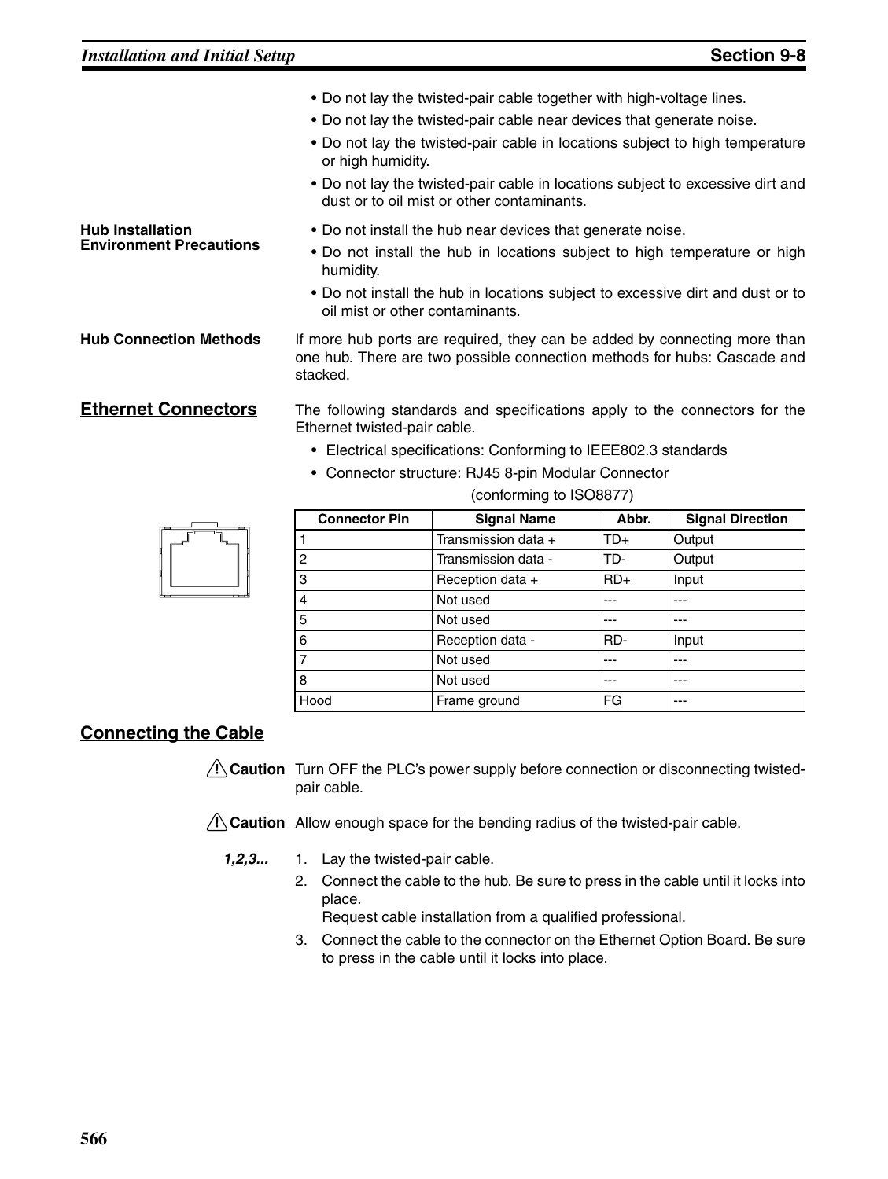- Do not lay the twisted-pair cable together with high-voltage lines.
- Do not lay the twisted-pair cable near devices that generate noise.
- Do not lay the twisted-pair cable in locations subject to high temperature or high humidity.
- Do not lay the twisted-pair cable in locations subject to excessive dirt and dust or to oil mist or other contaminants.

**Hub Installation Environment Precautions**

- Do not install the hub near devices that generate noise.
- Do not install the hub in locations subject to high temperature or high humidity.
- Do not install the hub in locations subject to excessive dirt and dust or to oil mist or other contaminants.

**Hub Connection Methods**

If more hub ports are required, they can be added by connecting more than one hub. There are two possible connection methods for hubs: Cascade and stacked.

## Ethernet Connectors

The following standards and specifications apply to the connectors for the Ethernet twisted-pair cable.

- Electrical specifications: Conforming to IEEE802.3 standards
- Connector structure: RJ45 8-pin Modular Connector (conforming to ISO8877)

| Connector Pin | Signal Name | Abbr. | Signal Direction |
|---|---|---|---|
| 1 | Transmission data + | TD+ | Output |
| 2 | Transmission data - | TD- | Output |
| 3 | Reception data + | RD+ | Input |
| 4 | Not used | --- | --- |
| 5 | Not used | --- | --- |
| 6 | Reception data - | RD- | Input |
| 7 | Not used | --- | --- |
| 8 | Not used | --- | --- |
| Hood | Frame ground | FG | --- |

## Connecting the Cable

**⚠ Caution** Turn OFF the PLC's power supply before connection or disconnecting twisted-pair cable.

**⚠ Caution** Allow enough space for the bending radius of the twisted-pair cable.

***1,2,3...***

1. Lay the twisted-pair cable.
2. Connect the cable to the hub. Be sure to press in the cable until it locks into place.
   Request cable installation from a qualified professional.
3. Connect the cable to the connector on the Ethernet Option Board. Be sure to press in the cable until it locks into place.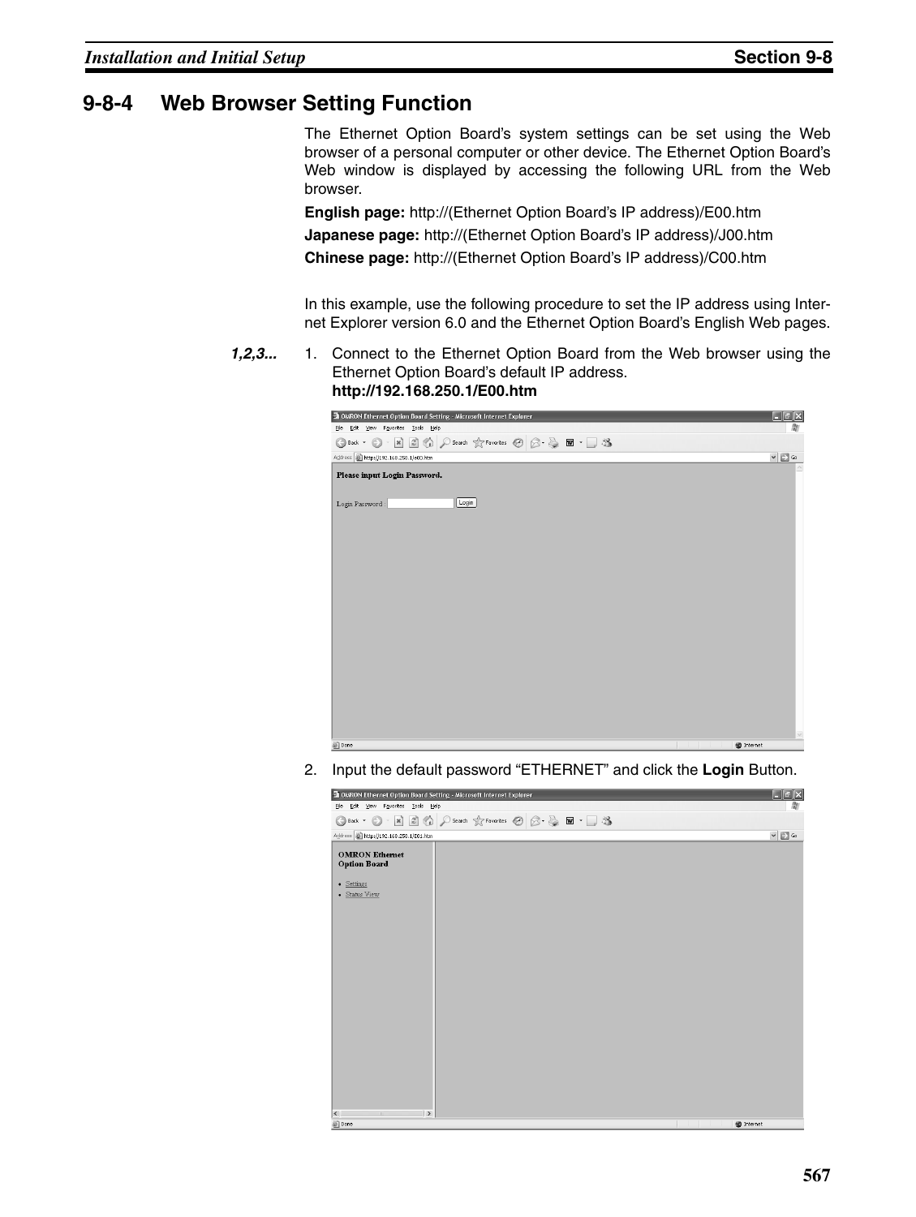## 9-8-4 Web Browser Setting Function

The Ethernet Option Board's system settings can be set using the Web browser of a personal computer or other device. The Ethernet Option Board's Web window is displayed by accessing the following URL from the Web browser.

**English page:** http://(Ethernet Option Board's IP address)/E00.htm

**Japanese page:** http://(Ethernet Option Board's IP address)/J00.htm

**Chinese page:** http://(Ethernet Option Board's IP address)/C00.htm

In this example, use the following procedure to set the IP address using Internet Explorer version 6.0 and the Ethernet Option Board's English Web pages.

*1,2,3...*

1. Connect to the Ethernet Option Board from the Web browser using the Ethernet Option Board's default IP address.
   **http://192.168.250.1/E00.htm**

2. Input the default password "ETHERNET" and click the **Login** Button.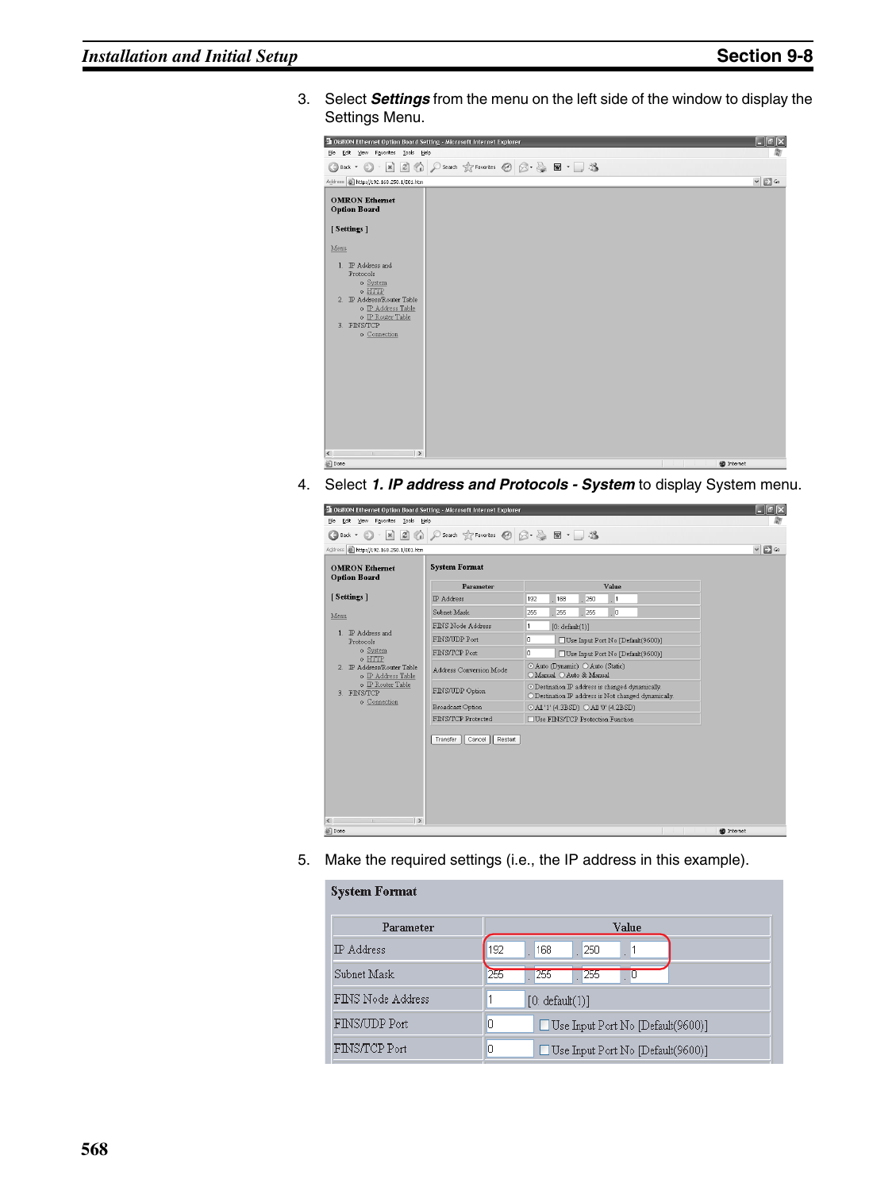3. Select ***Settings*** from the menu on the left side of the window to display the Settings Menu.

4. Select ***1. IP address and Protocols - System*** to display System menu.

5. Make the required settings (i.e., the IP address in this example).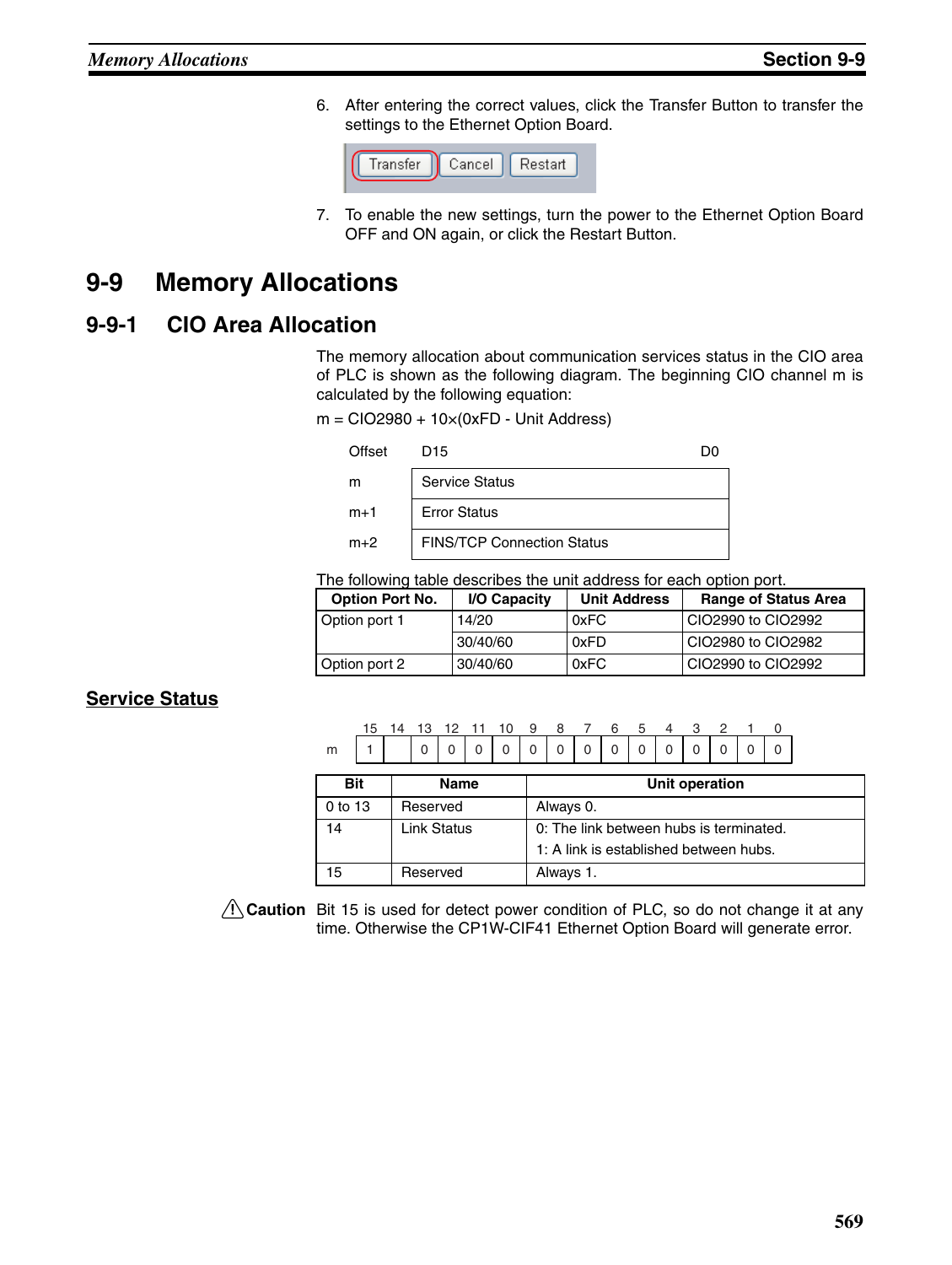6. After entering the correct values, click the Transfer Button to transfer the settings to the Ethernet Option Board.

   Transfer | Cancel | Restart

7. To enable the new settings, turn the power to the Ethernet Option Board OFF and ON again, or click the Restart Button.

# 9-9 Memory Allocations

## 9-9-1 CIO Area Allocation

The memory allocation about communication services status in the CIO area of PLC is shown as the following diagram. The beginning CIO channel m is calculated by the following equation:

m = CIO2980 + 10×(0xFD - Unit Address)

| Offset | D15 ... D0 |
|---|---|
| m | Service Status |
| m+1 | Error Status |
| m+2 | FINS/TCP Connection Status |

The following table describes the unit address for each option port.

| Option Port No. | I/O Capacity | Unit Address | Range of Status Area |
|---|---|---|---|
| Option port 1 | 14/20 | 0xFC | CIO2990 to CIO2992 |
| | 30/40/60 | 0xFD | CIO2980 to CIO2982 |
| Option port 2 | 30/40/60 | 0xFC | CIO2990 to CIO2992 |

### Service Status

| | 15 | 14 | 13 | 12 | 11 | 10 | 9 | 8 | 7 | 6 | 5 | 4 | 3 | 2 | 1 | 0 |
|---|---|---|---|---|---|---|---|---|---|---|---|---|---|---|---|---|
| m | 1 | | 0 | 0 | 0 | 0 | 0 | 0 | 0 | 0 | 0 | 0 | 0 | 0 | 0 | 0 |

| Bit | Name | Unit operation |
|---|---|---|
| 0 to 13 | Reserved | Always 0. |
| 14 | Link Status | 0: The link between hubs is terminated.<br>1: A link is established between hubs. |
| 15 | Reserved | Always 1. |

⚠ **Caution** Bit 15 is used for detect power condition of PLC, so do not change it at any time. Otherwise the CP1W-CIF41 Ethernet Option Board will generate error.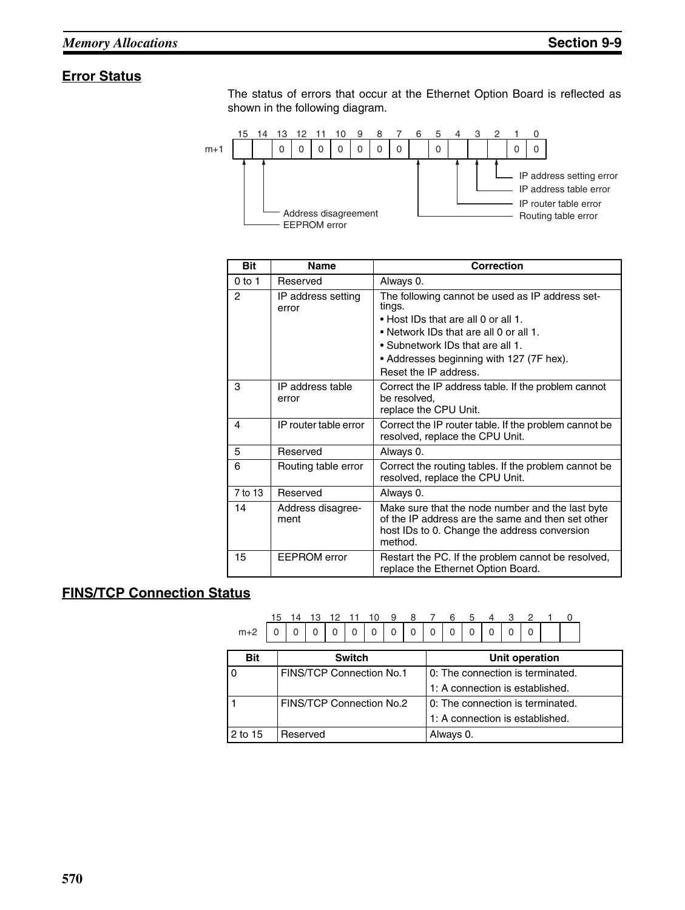## Error Status

The status of errors that occur at the Ethernet Option Board is reflected as shown in the following diagram.

| | 15 | 14 | 13 | 12 | 11 | 10 | 9 | 8 | 7 | 6 | 5 | 4 | 3 | 2 | 1 | 0 |
|---|---|---|---|---|---|---|---|---|---|---|---|---|---|---|---|---|
| m+1 | | | 0 | 0 | 0 | 0 | 0 | 0 | 0 | | 0 | | | | 0 | 0 |

- Bit 15: EEPROM error
- Bit 14: Address disagreement
- Bit 6: Routing table error
- Bit 4: IP router table error
- Bit 3: IP address table error
- Bit 2: IP address setting error

| Bit | Name | Correction |
|---|---|---|
| 0 to 1 | Reserved | Always 0. |
| 2 | IP address setting error | The following cannot be used as IP address settings.<br>• Host IDs that are all 0 or all 1.<br>• Network IDs that are all 0 or all 1.<br>• Subnetwork IDs that are all 1.<br>• Addresses beginning with 127 (7F hex).<br>Reset the IP address. |
| 3 | IP address table error | Correct the IP address table. If the problem cannot be resolved, replace the CPU Unit. |
| 4 | IP router table error | Correct the IP router table. If the problem cannot be resolved, replace the CPU Unit. |
| 5 | Reserved | Always 0. |
| 6 | Routing table error | Correct the routing tables. If the problem cannot be resolved, replace the CPU Unit. |
| 7 to 13 | Reserved | Always 0. |
| 14 | Address disagreement | Make sure that the node number and the last byte of the IP address are the same and then set other host IDs to 0. Change the address conversion method. |
| 15 | EEPROM error | Restart the PC. If the problem cannot be resolved, replace the Ethernet Option Board. |

## FINS/TCP Connection Status

| | 15 | 14 | 13 | 12 | 11 | 10 | 9 | 8 | 7 | 6 | 5 | 4 | 3 | 2 | 1 | 0 |
|---|---|---|---|---|---|---|---|---|---|---|---|---|---|---|---|---|
| m+2 | 0 | 0 | 0 | 0 | 0 | 0 | 0 | 0 | 0 | 0 | 0 | 0 | 0 | 0 | | |

| Bit | Switch | Unit operation |
|---|---|---|
| 0 | FINS/TCP Connection No.1 | 0: The connection is terminated.<br>1: A connection is established. |
| 1 | FINS/TCP Connection No.2 | 0: The connection is terminated.<br>1: A connection is established. |
| 2 to 15 | Reserved | Always 0. |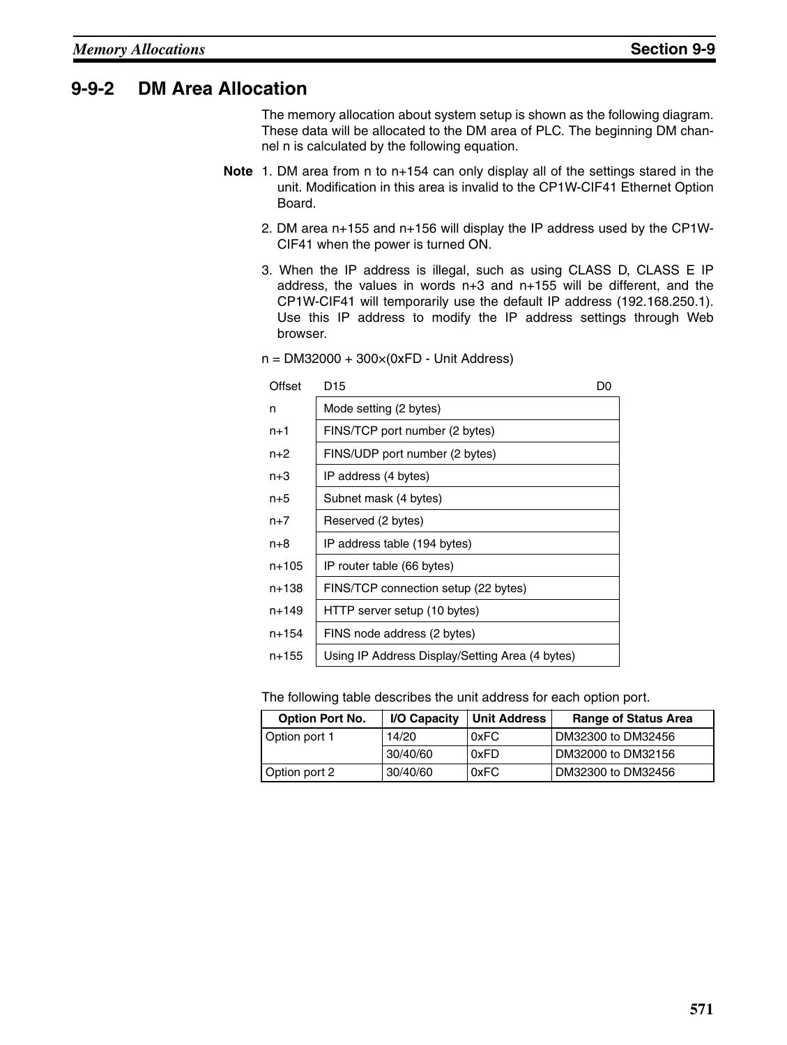## 9-9-2 DM Area Allocation

The memory allocation about system setup is shown as the following diagram. These data will be allocated to the DM area of PLC. The beginning DM channel n is calculated by the following equation.

**Note**
1. DM area from n to n+154 can only display all of the settings stared in the unit. Modification in this area is invalid to the CP1W-CIF41 Ethernet Option Board.
2. DM area n+155 and n+156 will display the IP address used by the CP1W-CIF41 when the power is turned ON.
3. When the IP address is illegal, such as using CLASS D, CLASS E IP address, the values in words n+3 and n+155 will be different, and the CP1W-CIF41 will temporarily use the default IP address (192.168.250.1). Use this IP address to modify the IP address settings through Web browser.

n = DM32000 + 300×(0xFD - Unit Address)

| Offset | D15 — D0 |
|---|---|
| n | Mode setting (2 bytes) |
| n+1 | FINS/TCP port number (2 bytes) |
| n+2 | FINS/UDP port number (2 bytes) |
| n+3 | IP address (4 bytes) |
| n+5 | Subnet mask (4 bytes) |
| n+7 | Reserved (2 bytes) |
| n+8 | IP address table (194 bytes) |
| n+105 | IP router table (66 bytes) |
| n+138 | FINS/TCP connection setup (22 bytes) |
| n+149 | HTTP server setup (10 bytes) |
| n+154 | FINS node address (2 bytes) |
| n+155 | Using IP Address Display/Setting Area (4 bytes) |

The following table describes the unit address for each option port.

| Option Port No. | I/O Capacity | Unit Address | Range of Status Area |
|---|---|---|---|
| Option port 1 | 14/20 | 0xFC | DM32300 to DM32456 |
| | 30/40/60 | 0xFD | DM32000 to DM32156 |
| Option port 2 | 30/40/60 | 0xFC | DM32300 to DM32456 |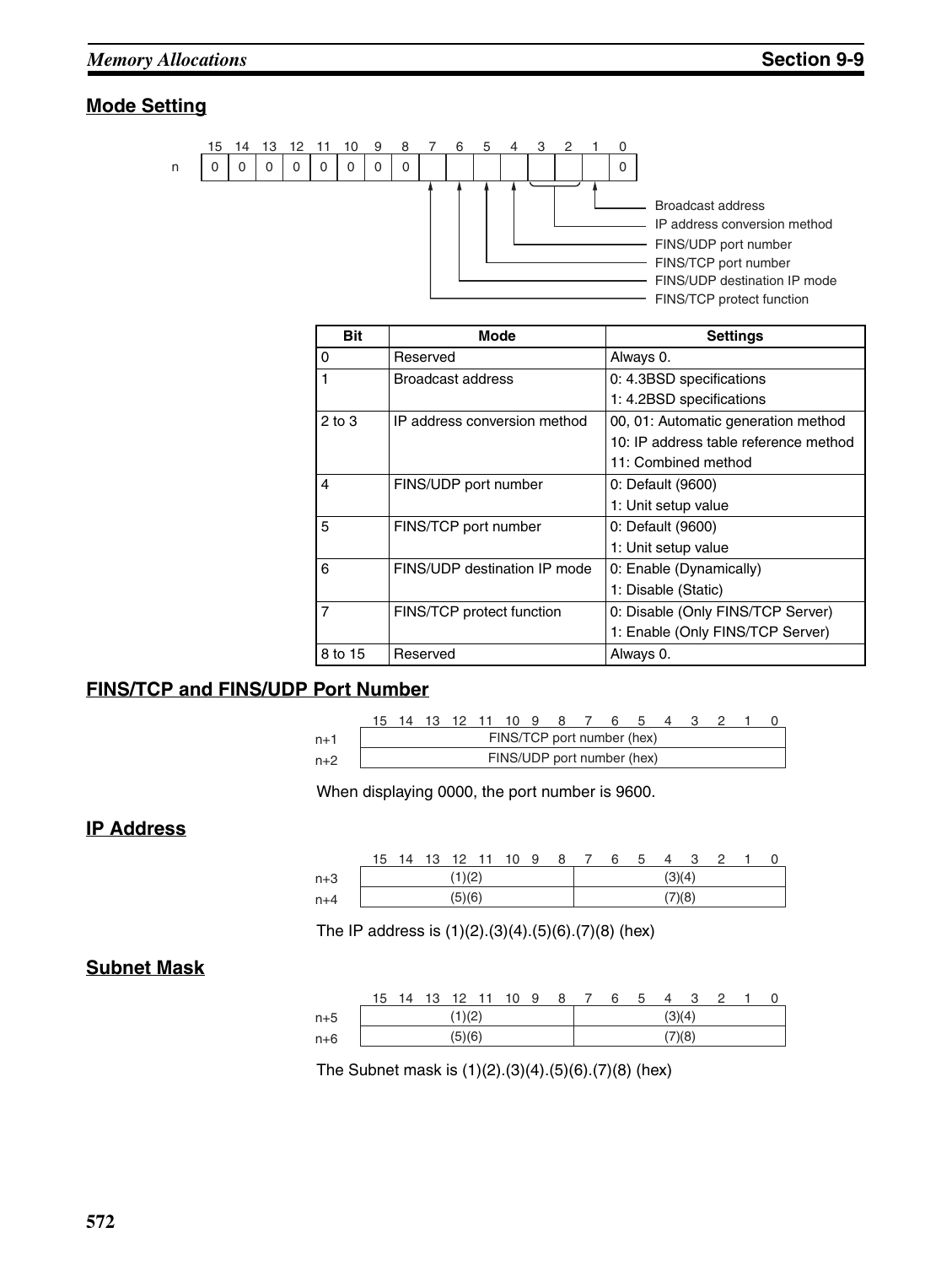## Mode Setting

| Bit | 15 | 14 | 13 | 12 | 11 | 10 | 9 | 8 | 7 | 6 | 5 | 4 | 3 | 2 | 1 | 0 |
|---|---|---|---|---|---|---|---|---|---|---|---|---|---|---|---|---|
| n | 0 | 0 | 0 | 0 | 0 | 0 | 0 | 0 | | | | | | | | 0 |

- Bit 1: Broadcast address
- Bits 2 to 3: IP address conversion method
- Bit 4: FINS/UDP port number
- Bit 5: FINS/TCP port number
- Bit 6: FINS/UDP destination IP mode
- Bit 7: FINS/TCP protect function

| Bit | Mode | Settings |
|---|---|---|
| 0 | Reserved | Always 0. |
| 1 | Broadcast address | 0: 4.3BSD specifications<br>1: 4.2BSD specifications |
| 2 to 3 | IP address conversion method | 00, 01: Automatic generation method<br>10: IP address table reference method<br>11: Combined method |
| 4 | FINS/UDP port number | 0: Default (9600)<br>1: Unit setup value |
| 5 | FINS/TCP port number | 0: Default (9600)<br>1: Unit setup value |
| 6 | FINS/UDP destination IP mode | 0: Enable (Dynamically)<br>1: Disable (Static) |
| 7 | FINS/TCP protect function | 0: Disable (Only FINS/TCP Server)<br>1: Enable (Only FINS/TCP Server) |
| 8 to 15 | Reserved | Always 0. |

## FINS/TCP and FINS/UDP Port Number

| Word | Bits 15 to 0 |
|---|---|
| n+1 | FINS/TCP port number (hex) |
| n+2 | FINS/UDP port number (hex) |

When displaying 0000, the port number is 9600.

## IP Address

| Word | Bits 15 to 8 | Bits 7 to 0 |
|---|---|---|
| n+3 | (1)(2) | (3)(4) |
| n+4 | (5)(6) | (7)(8) |

The IP address is (1)(2).(3)(4).(5)(6).(7)(8) (hex)

## Subnet Mask

| Word | Bits 15 to 8 | Bits 7 to 0 |
|---|---|---|
| n+5 | (1)(2) | (3)(4) |
| n+6 | (5)(6) | (7)(8) |

The Subnet mask is (1)(2).(3)(4).(5)(6).(7)(8) (hex)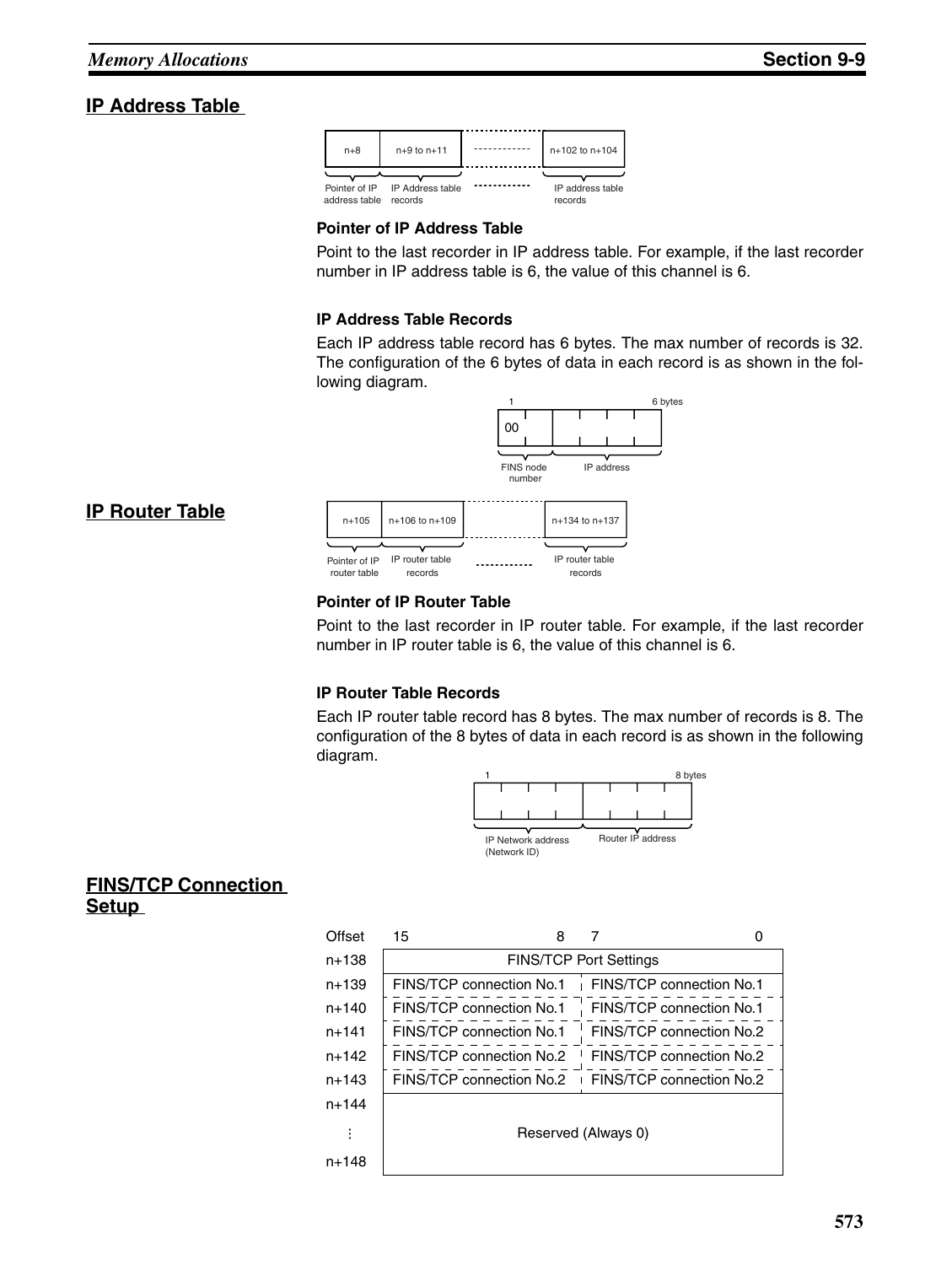## IP Address Table

| n+8 | n+9 to n+11 | ------------ | n+102 to n+104 |
|---|---|---|---|
| Pointer of IP address table | IP Address table records | ------------ | IP address table records |

### Pointer of IP Address Table

Point to the last recorder in IP address table. For example, if the last recorder number in IP address table is 6, the value of this channel is 6.

### IP Address Table Records

Each IP address table record has 6 bytes. The max number of records is 32. The configuration of the 6 bytes of data in each record is as shown in the following diagram.

| 1 | | | | | 6 bytes |
|---|---|---|---|---|---|
| 00 | | | | | |
| FINS node number | | IP address | | | |

## IP Router Table

| n+105 | n+106 to n+109 | ------------ | n+134 to n+137 |
|---|---|---|---|
| Pointer of IP router table | IP router table records | ------------ | IP router table records |

### Pointer of IP Router Table

Point to the last recorder in IP router table. For example, if the last recorder number in IP router table is 6, the value of this channel is 6.

### IP Router Table Records

Each IP router table record has 8 bytes. The max number of records is 8. The configuration of the 8 bytes of data in each record is as shown in the following diagram.

| 1 | | | | | | | 8 bytes |
|---|---|---|---|---|---|---|---|
| IP Network address (Network ID) | | | | Router IP address | | | |

## FINS/TCP Connection Setup

| Offset | 15 to 8 | 7 to 0 |
|---|---|---|
| n+138 | FINS/TCP Port Settings | |
| n+139 | FINS/TCP connection No.1 | FINS/TCP connection No.1 |
| n+140 | FINS/TCP connection No.1 | FINS/TCP connection No.1 |
| n+141 | FINS/TCP connection No.1 | FINS/TCP connection No.2 |
| n+142 | FINS/TCP connection No.2 | FINS/TCP connection No.2 |
| n+143 | FINS/TCP connection No.2 | FINS/TCP connection No.2 |
| n+144 ⋮ n+148 | Reserved (Always 0) | |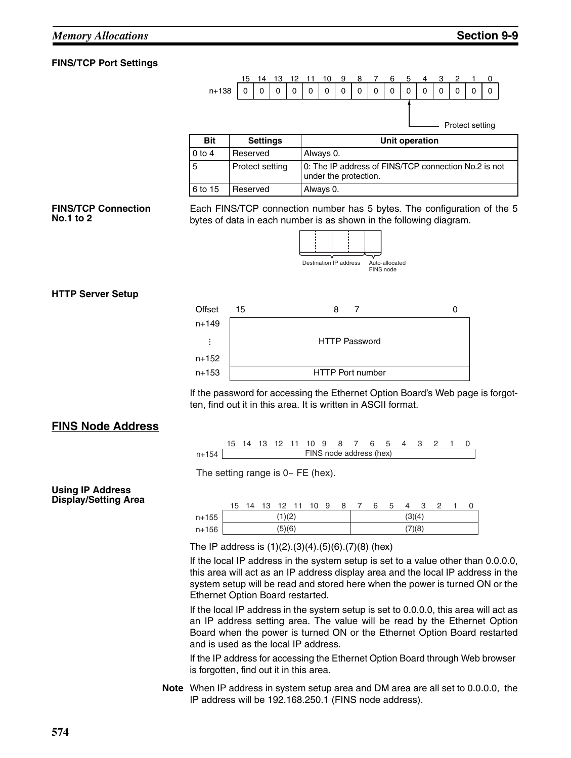**FINS/TCP Port Settings**

| | 15 | 14 | 13 | 12 | 11 | 10 | 9 | 8 | 7 | 6 | 5 | 4 | 3 | 2 | 1 | 0 |
|---|---|---|---|---|---|---|---|---|---|---|---|---|---|---|---|---|
| n+138 | 0 | 0 | 0 | 0 | 0 | 0 | 0 | 0 | 0 | 0 | 0 | 0 | 0 | 0 | 0 | 0 |

Protect setting (bit 5)

| Bit | Settings | Unit operation |
|---|---|---|
| 0 to 4 | Reserved | Always 0. |
| 5 | Protect setting | 0: The IP address of FINS/TCP connection No.2 is not under the protection. |
| 6 to 15 | Reserved | Always 0. |

**FINS/TCP Connection No.1 to 2**

Each FINS/TCP connection number has 5 bytes. The configuration of the 5 bytes of data in each number is as shown in the following diagram.

Destination IP address | Auto-allocated FINS node

**HTTP Server Setup**

| Offset | 15 ... 8 | 7 ... 0 |
|---|---|---|
| n+149 ... n+152 | HTTP Password | |
| n+153 | HTTP Port number | |

If the password for accessing the Ethernet Option Board's Web page is forgotten, find out it in this area. It is written in ASCII format.

## FINS Node Address

| | 15 ... 0 |
|---|---|
| n+154 | FINS node address (hex) |

The setting range is 0~ FE (hex).

**Using IP Address Display/Setting Area**

| | 15 ... 8 | 7 ... 0 |
|---|---|---|
| n+155 | (1)(2) | (3)(4) |
| n+156 | (5)(6) | (7)(8) |

The IP address is (1)(2).(3)(4).(5)(6).(7)(8) (hex)

If the local IP address in the system setup is set to a value other than 0.0.0.0, this area will act as an IP address display area and the local IP address in the system setup will be read and stored here when the power is turned ON or the Ethernet Option Board restarted.

If the local IP address in the system setup is set to 0.0.0.0, this area will act as an IP address setting area. The value will be read by the Ethernet Option Board when the power is turned ON or the Ethernet Option Board restarted and is used as the local IP address.

If the IP address for accessing the Ethernet Option Board through Web browser is forgotten, find out it in this area.

**Note** When IP address in system setup area and DM area are all set to 0.0.0.0, the IP address will be 192.168.250.1 (FINS node address).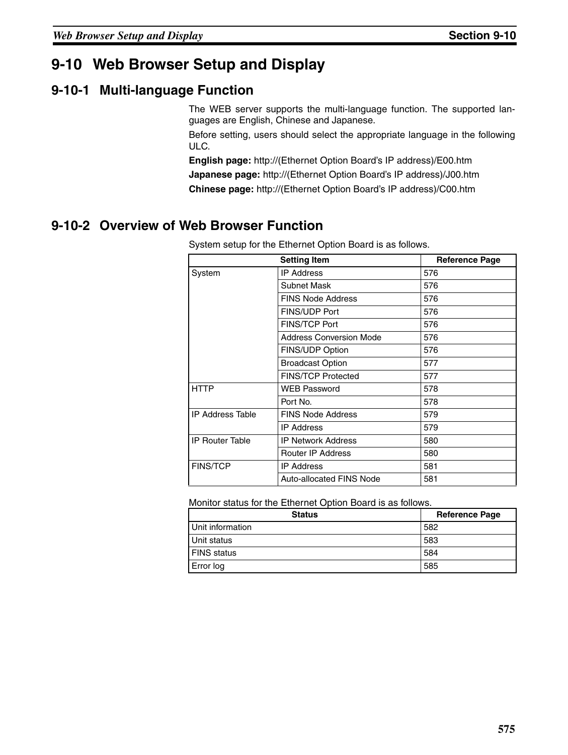# 9-10 Web Browser Setup and Display

## 9-10-1 Multi-language Function

The WEB server supports the multi-language function. The supported languages are English, Chinese and Japanese.

Before setting, users should select the appropriate language in the following ULC.

**English page:** http://(Ethernet Option Board's IP address)/E00.htm

**Japanese page:** http://(Ethernet Option Board's IP address)/J00.htm

**Chinese page:** http://(Ethernet Option Board's IP address)/C00.htm

## 9-10-2 Overview of Web Browser Function

System setup for the Ethernet Option Board is as follows.

| Setting Item | | Reference Page |
|---|---|---|
| System | IP Address | 576 |
| | Subnet Mask | 576 |
| | FINS Node Address | 576 |
| | FINS/UDP Port | 576 |
| | FINS/TCP Port | 576 |
| | Address Conversion Mode | 576 |
| | FINS/UDP Option | 576 |
| | Broadcast Option | 577 |
| | FINS/TCP Protected | 577 |
| HTTP | WEB Password | 578 |
| | Port No. | 578 |
| IP Address Table | FINS Node Address | 579 |
| | IP Address | 579 |
| IP Router Table | IP Network Address | 580 |
| | Router IP Address | 580 |
| FINS/TCP | IP Address | 581 |
| | Auto-allocated FINS Node | 581 |

Monitor status for the Ethernet Option Board is as follows.

| Status | Reference Page |
|---|---|
| Unit information | 582 |
| Unit status | 583 |
| FINS status | 584 |
| Error log | 585 |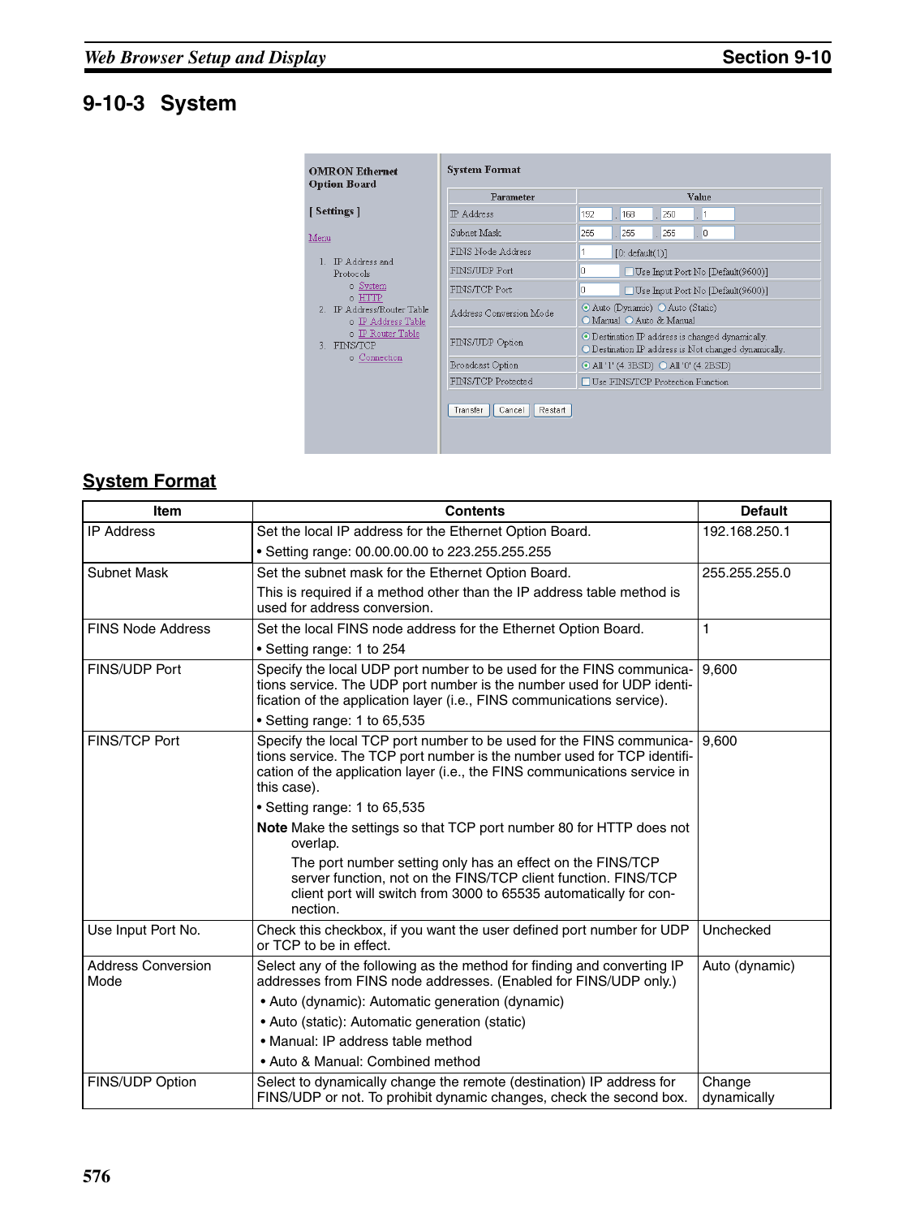## 9-10-3 System

### System Format

| Item | Contents | Default |
|---|---|---|
| IP Address | Set the local IP address for the Ethernet Option Board.<br>• Setting range: 00.00.00.00 to 223.255.255.255 | 192.168.250.1 |
| Subnet Mask | Set the subnet mask for the Ethernet Option Board.<br>This is required if a method other than the IP address table method is used for address conversion. | 255.255.255.0 |
| FINS Node Address | Set the local FINS node address for the Ethernet Option Board.<br>• Setting range: 1 to 254 | 1 |
| FINS/UDP Port | Specify the local UDP port number to be used for the FINS communications service. The UDP port number is the number used for UDP identification of the application layer (i.e., FINS communications service).<br>• Setting range: 1 to 65,535 | 9,600 |
| FINS/TCP Port | Specify the local TCP port number to be used for the FINS communications service. The TCP port number is the number used for TCP identification of the application layer (i.e., the FINS communications service in this case).<br>• Setting range: 1 to 65,535<br>**Note** Make the settings so that TCP port number 80 for HTTP does not overlap.<br>The port number setting only has an effect on the FINS/TCP server function, not on the FINS/TCP client function. FINS/TCP client port will switch from 3000 to 65535 automatically for connection. | 9,600 |
| Use Input Port No. | Check this checkbox, if you want the user defined port number for UDP or TCP to be in effect. | Unchecked |
| Address Conversion Mode | Select any of the following as the method for finding and converting IP addresses from FINS node addresses. (Enabled for FINS/UDP only.)<br>• Auto (dynamic): Automatic generation (dynamic)<br>• Auto (static): Automatic generation (static)<br>• Manual: IP address table method<br>• Auto & Manual: Combined method | Auto (dynamic) |
| FINS/UDP Option | Select to dynamically change the remote (destination) IP address for FINS/UDP or not. To prohibit dynamic changes, check the second box. | Change dynamically |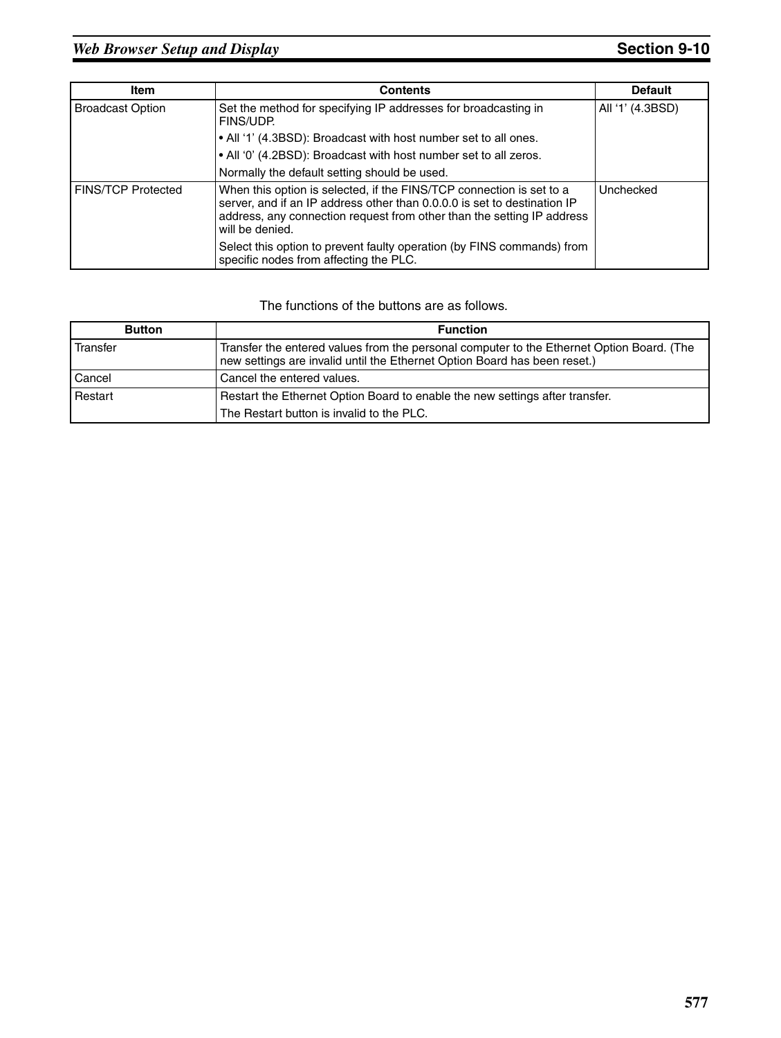| Item | Contents | Default |
|---|---|---|
| Broadcast Option | Set the method for specifying IP addresses for broadcasting in FINS/UDP.<br>• All ‘1’ (4.3BSD): Broadcast with host number set to all ones.<br>• All ‘0’ (4.2BSD): Broadcast with host number set to all zeros.<br>Normally the default setting should be used. | All ‘1’ (4.3BSD) |
| FINS/TCP Protected | When this option is selected, if the FINS/TCP connection is set to a server, and if an IP address other than 0.0.0.0 is set to destination IP address, any connection request from other than the setting IP address will be denied.<br>Select this option to prevent faulty operation (by FINS commands) from specific nodes from affecting the PLC. | Unchecked |

The functions of the buttons are as follows.

| Button | Function |
|---|---|
| Transfer | Transfer the entered values from the personal computer to the Ethernet Option Board. (The new settings are invalid until the Ethernet Option Board has been reset.) |
| Cancel | Cancel the entered values. |
| Restart | Restart the Ethernet Option Board to enable the new settings after transfer.<br>The Restart button is invalid to the PLC. |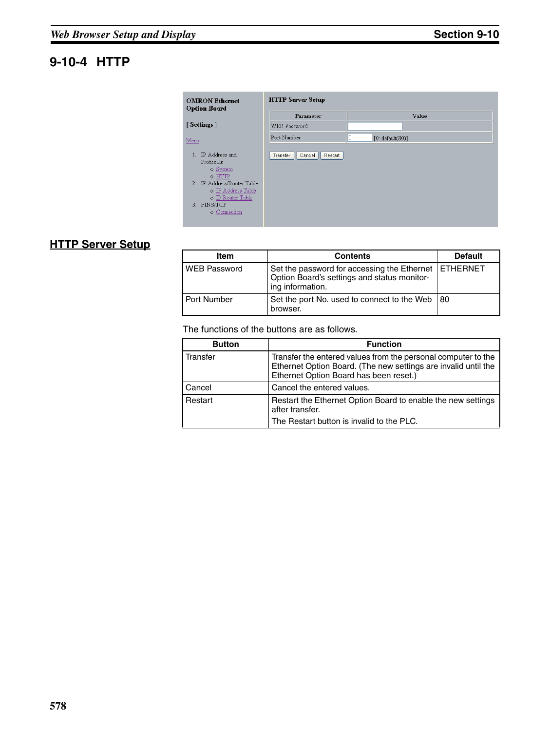## 9-10-4 HTTP

OMRON Ethernet Option Board

[ Settings ]

Menu

1. IP Address and Protocols
   - System
   - HTTP
2. IP Address/Router Table
   - IP Address Table
   - IP Router Table
3. FINS/TCP
   - Connection

HTTP Server Setup

| Parameter | Value |
|---|---|
| WEB Password | |
| Port Number | 0 [0: default(80)] |

Transfer  Cancel  Restart

### HTTP Server Setup

| Item | Contents | Default |
|---|---|---|
| WEB Password | Set the password for accessing the Ethernet Option Board's settings and status monitoring information. | ETHERNET |
| Port Number | Set the port No. used to connect to the Web browser. | 80 |

The functions of the buttons are as follows.

| Button | Function |
|---|---|
| Transfer | Transfer the entered values from the personal computer to the Ethernet Option Board. (The new settings are invalid until the Ethernet Option Board has been reset.) |
| Cancel | Cancel the entered values. |
| Restart | Restart the Ethernet Option Board to enable the new settings after transfer. The Restart button is invalid to the PLC. |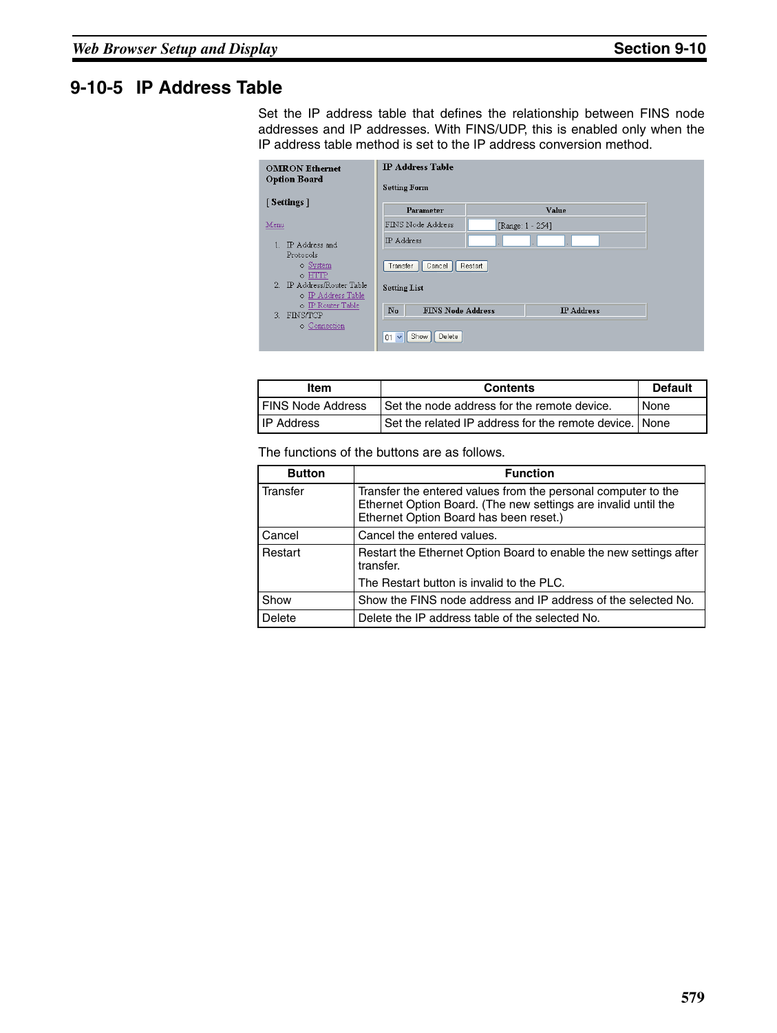## 9-10-5 IP Address Table

Set the IP address table that defines the relationship between FINS node addresses and IP addresses. With FINS/UDP, this is enabled only when the IP address table method is set to the IP address conversion method.

| Item | Contents | Default |
|---|---|---|
| FINS Node Address | Set the node address for the remote device. | None |
| IP Address | Set the related IP address for the remote device. | None |

The functions of the buttons are as follows.

| Button | Function |
|---|---|
| Transfer | Transfer the entered values from the personal computer to the Ethernet Option Board. (The new settings are invalid until the Ethernet Option Board has been reset.) |
| Cancel | Cancel the entered values. |
| Restart | Restart the Ethernet Option Board to enable the new settings after transfer.<br>The Restart button is invalid to the PLC. |
| Show | Show the FINS node address and IP address of the selected No. |
| Delete | Delete the IP address table of the selected No. |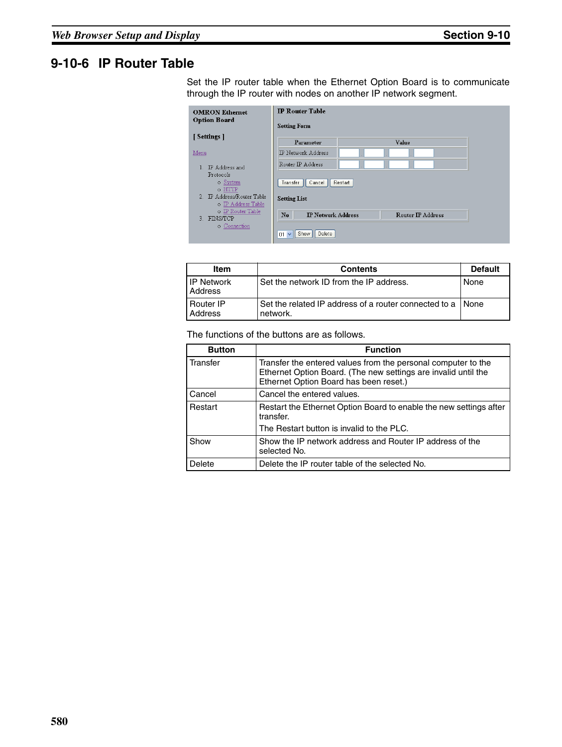## 9-10-6 IP Router Table

Set the IP router table when the Ethernet Option Board is to communicate through the IP router with nodes on another IP network segment.

| Item | Contents | Default |
|---|---|---|
| IP Network Address | Set the network ID from the IP address. | None |
| Router IP Address | Set the related IP address of a router connected to a network. | None |

The functions of the buttons are as follows.

| Button | Function |
|---|---|
| Transfer | Transfer the entered values from the personal computer to the Ethernet Option Board. (The new settings are invalid until the Ethernet Option Board has been reset.) |
| Cancel | Cancel the entered values. |
| Restart | Restart the Ethernet Option Board to enable the new settings after transfer.<br>The Restart button is invalid to the PLC. |
| Show | Show the IP network address and Router IP address of the selected No. |
| Delete | Delete the IP router table of the selected No. |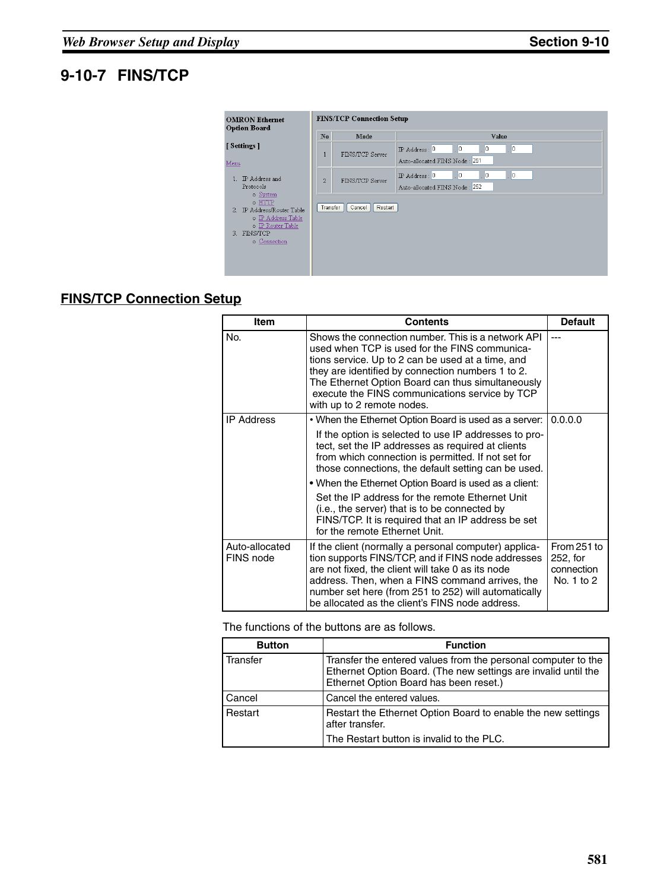## 9-10-7 FINS/TCP

### FINS/TCP Connection Setup

| Item | Contents | Default |
|---|---|---|
| No. | Shows the connection number. This is a network API used when TCP is used for the FINS communications service. Up to 2 can be used at a time, and they are identified by connection numbers 1 to 2. The Ethernet Option Board can thus simultaneously execute the FINS communications service by TCP with up to 2 remote nodes. | --- |
| IP Address | • When the Ethernet Option Board is used as a server: If the option is selected to use IP addresses to protect, set the IP addresses as required at clients from which connection is permitted. If not set for those connections, the default setting can be used. • When the Ethernet Option Board is used as a client: Set the IP address for the remote Ethernet Unit (i.e., the server) that is to be connected by FINS/TCP. It is required that an IP address be set for the remote Ethernet Unit. | 0.0.0.0 |
| Auto-allocated FINS node | If the client (normally a personal computer) application supports FINS/TCP, and if FINS node addresses are not fixed, the client will take 0 as its node address. Then, when a FINS command arrives, the number set here (from 251 to 252) will automatically be allocated as the client's FINS node address. | From 251 to 252, for connection No. 1 to 2 |

The functions of the buttons are as follows.

| Button | Function |
|---|---|
| Transfer | Transfer the entered values from the personal computer to the Ethernet Option Board. (The new settings are invalid until the Ethernet Option Board has been reset.) |
| Cancel | Cancel the entered values. |
| Restart | Restart the Ethernet Option Board to enable the new settings after transfer. The Restart button is invalid to the PLC. |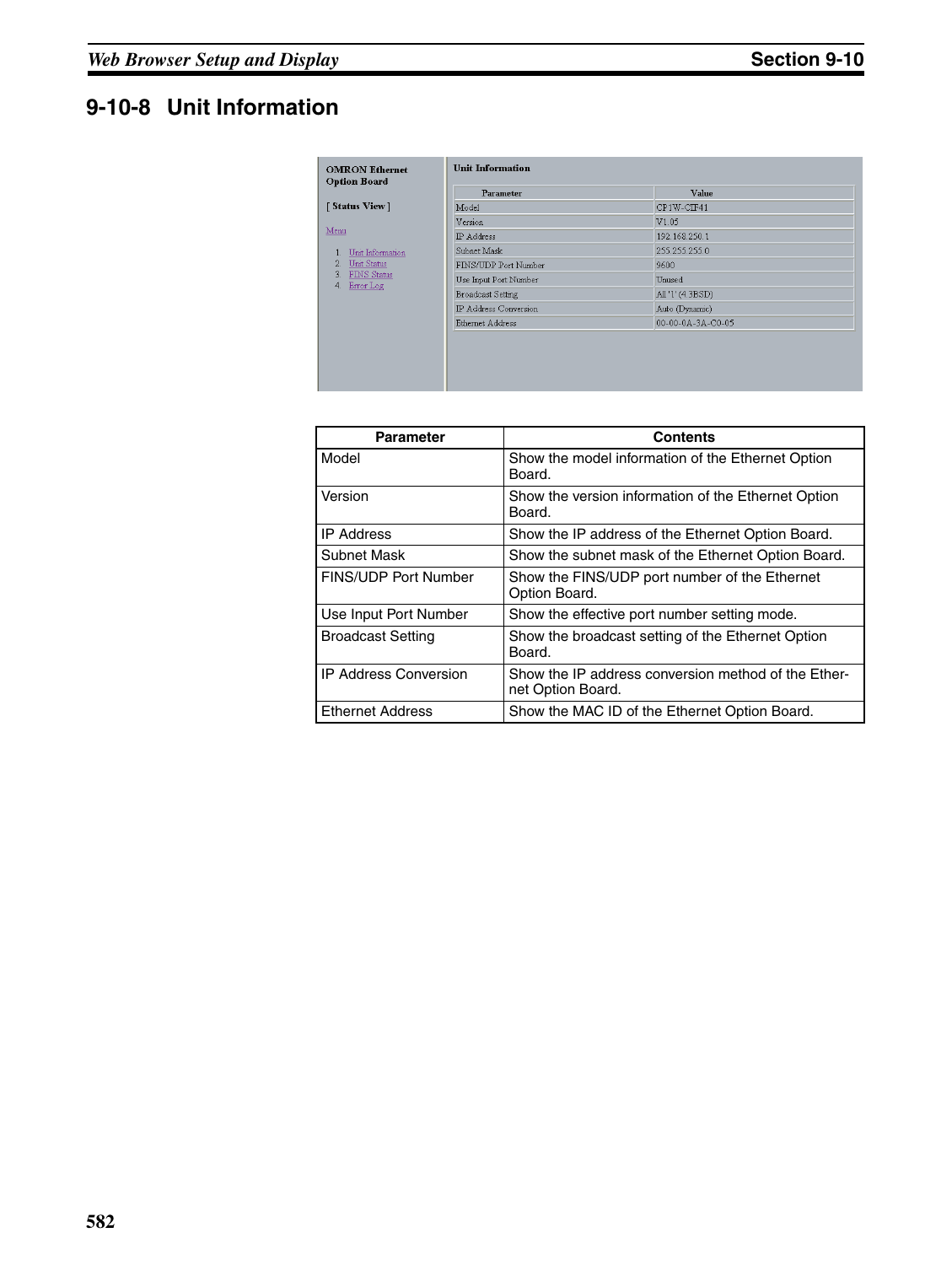## 9-10-8 Unit Information

**OMRON Ethernet Option Board**

**[ Status View ]**

Menu

1. Unit Information
2. Unit Status
3. FINS Status
4. Error Log

**Unit Information**

| Parameter | Value |
|---|---|
| Model | CP1W-CIF41 |
| Version | V1.05 |
| IP Address | 192.168.250.1 |
| Subnet Mask | 255.255.255.0 |
| FINS/UDP Port Number | 9600 |
| Use Input Port Number | Unused |
| Broadcast Setting | All '1' (4.3BSD) |
| IP Address Conversion | Auto (Dynamic) |
| Ethernet Address | 00-00-0A-3A-C0-05 |

| Parameter | Contents |
|---|---|
| Model | Show the model information of the Ethernet Option Board. |
| Version | Show the version information of the Ethernet Option Board. |
| IP Address | Show the IP address of the Ethernet Option Board. |
| Subnet Mask | Show the subnet mask of the Ethernet Option Board. |
| FINS/UDP Port Number | Show the FINS/UDP port number of the Ethernet Option Board. |
| Use Input Port Number | Show the effective port number setting mode. |
| Broadcast Setting | Show the broadcast setting of the Ethernet Option Board. |
| IP Address Conversion | Show the IP address conversion method of the Ethernet Option Board. |
| Ethernet Address | Show the MAC ID of the Ethernet Option Board. |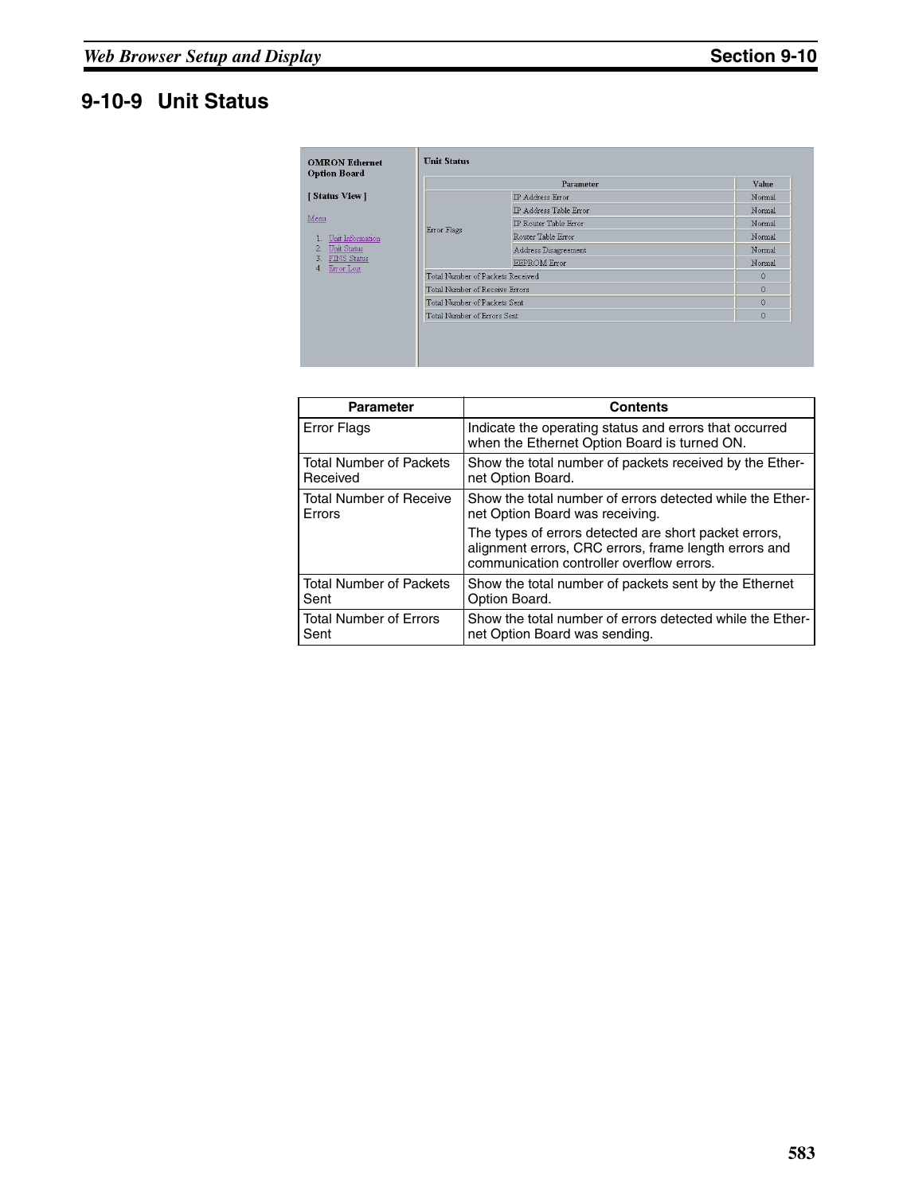## 9-10-9 Unit Status

| Parameter | Contents |
|---|---|
| Error Flags | Indicate the operating status and errors that occurred when the Ethernet Option Board is turned ON. |
| Total Number of Packets Received | Show the total number of packets received by the Ethernet Option Board. |
| Total Number of Receive Errors | Show the total number of errors detected while the Ethernet Option Board was receiving.<br>The types of errors detected are short packet errors, alignment errors, CRC errors, frame length errors and communication controller overflow errors. |
| Total Number of Packets Sent | Show the total number of packets sent by the Ethernet Option Board. |
| Total Number of Errors Sent | Show the total number of errors detected while the Ethernet Option Board was sending. |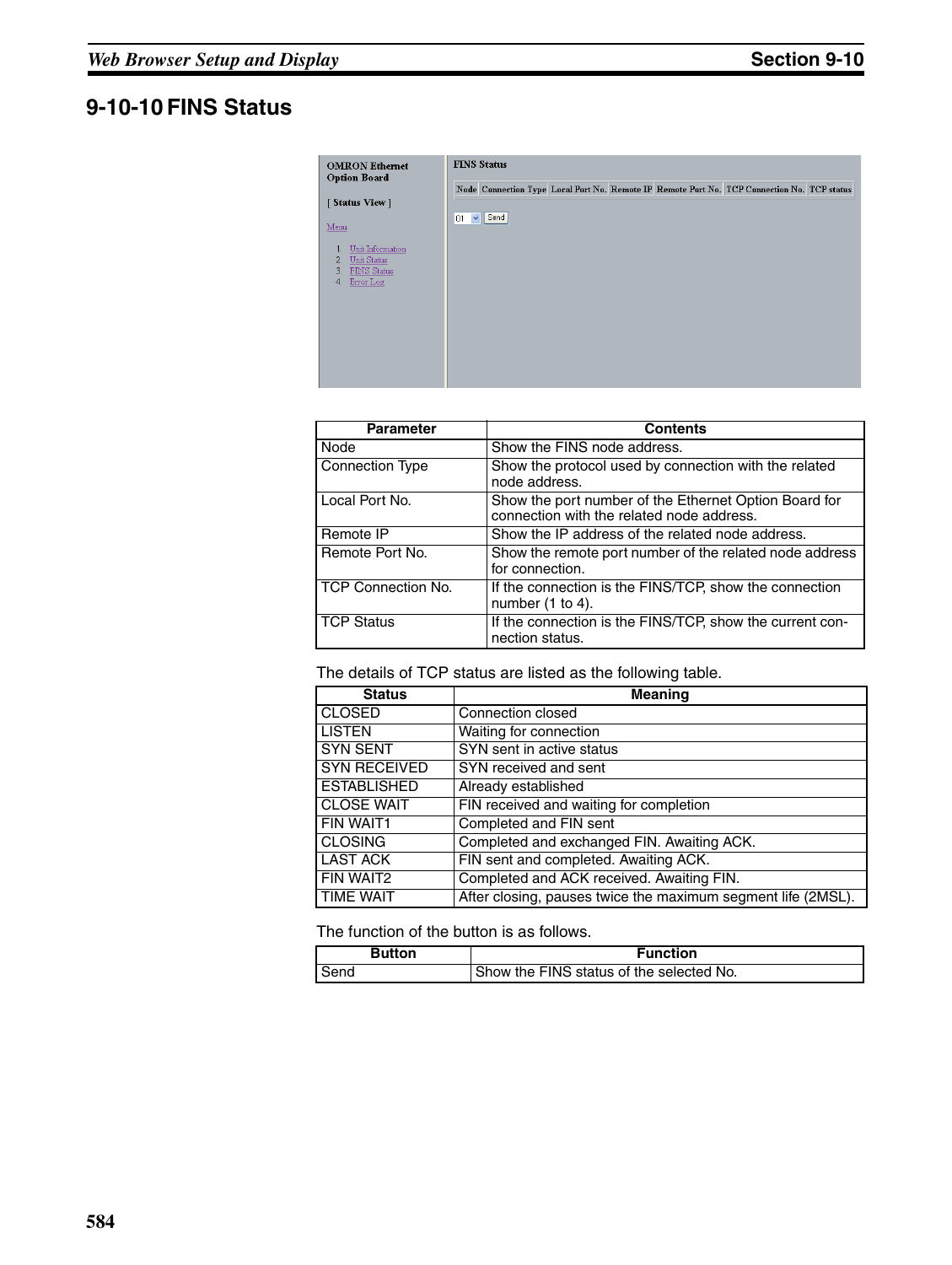## 9-10-10 FINS Status

| Parameter | Contents |
|---|---|
| Node | Show the FINS node address. |
| Connection Type | Show the protocol used by connection with the related node address. |
| Local Port No. | Show the port number of the Ethernet Option Board for connection with the related node address. |
| Remote IP | Show the IP address of the related node address. |
| Remote Port No. | Show the remote port number of the related node address for connection. |
| TCP Connection No. | If the connection is the FINS/TCP, show the connection number (1 to 4). |
| TCP Status | If the connection is the FINS/TCP, show the current connection status. |

The details of TCP status are listed as the following table.

| Status | Meaning |
|---|---|
| CLOSED | Connection closed |
| LISTEN | Waiting for connection |
| SYN SENT | SYN sent in active status |
| SYN RECEIVED | SYN received and sent |
| ESTABLISHED | Already established |
| CLOSE WAIT | FIN received and waiting for completion |
| FIN WAIT1 | Completed and FIN sent |
| CLOSING | Completed and exchanged FIN. Awaiting ACK. |
| LAST ACK | FIN sent and completed. Awaiting ACK. |
| FIN WAIT2 | Completed and ACK received. Awaiting FIN. |
| TIME WAIT | After closing, pauses twice the maximum segment life (2MSL). |

The function of the button is as follows.

| Button | Function |
|---|---|
| Send | Show the FINS status of the selected No. |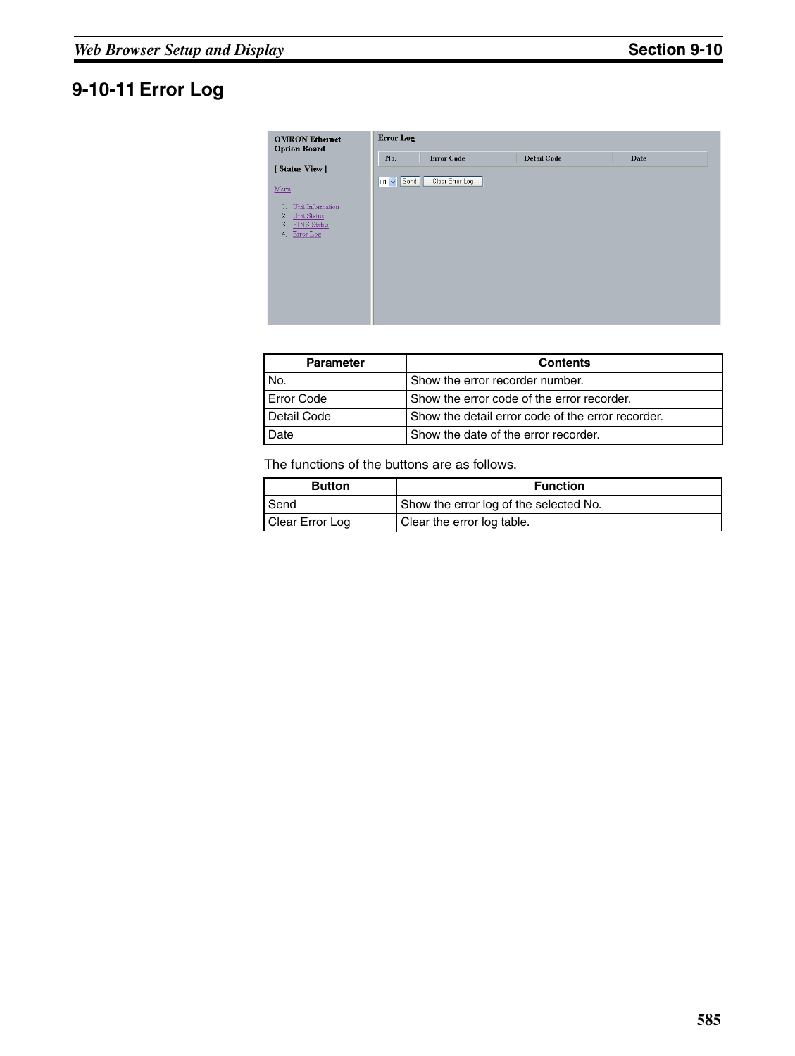## 9-10-11 Error Log

| Parameter | Contents |
|---|---|
| No. | Show the error recorder number. |
| Error Code | Show the error code of the error recorder. |
| Detail Code | Show the detail error code of the error recorder. |
| Date | Show the date of the error recorder. |

The functions of the buttons are as follows.

| Button | Function |
|---|---|
| Send | Show the error log of the selected No. |
| Clear Error Log | Clear the error log table. |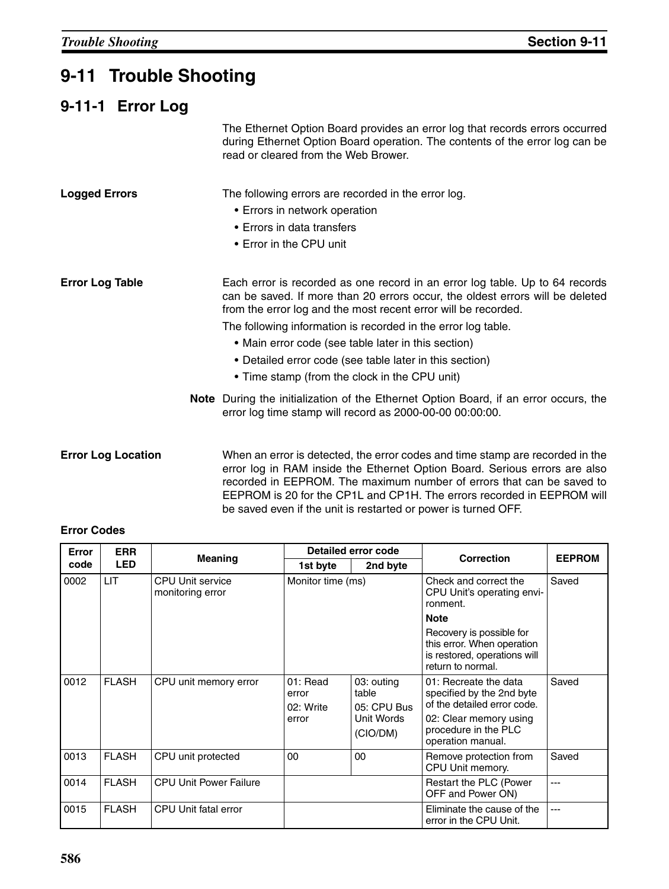# 9-11 Trouble Shooting

## 9-11-1 Error Log

The Ethernet Option Board provides an error log that records errors occurred during Ethernet Option Board operation. The contents of the error log can be read or cleared from the Web Brower.

**Logged Errors**

The following errors are recorded in the error log.

- Errors in network operation
- Errors in data transfers
- Error in the CPU unit

**Error Log Table**

Each error is recorded as one record in an error log table. Up to 64 records can be saved. If more than 20 errors occur, the oldest errors will be deleted from the error log and the most recent error will be recorded.

The following information is recorded in the error log table.

- Main error code (see table later in this section)
- Detailed error code (see table later in this section)
- Time stamp (from the clock in the CPU unit)

**Note** During the initialization of the Ethernet Option Board, if an error occurs, the error log time stamp will record as 2000-00-00 00:00:00.

**Error Log Location**

When an error is detected, the error codes and time stamp are recorded in the error log in RAM inside the Ethernet Option Board. Serious errors are also recorded in EEPROM. The maximum number of errors that can be saved to EEPROM is 20 for the CP1L and CP1H. The errors recorded in EEPROM will be saved even if the unit is restarted or power is turned OFF.

**Error Codes**

| Error code | ERR LED | Meaning | Detailed error code | | Correction | EEPROM |
|---|---|---|---|---|---|---|
| | | | 1st byte | 2nd byte | | |
| 0002 | LIT | CPU Unit service monitoring error | Monitor time (ms) | | Check and correct the CPU Unit's operating environment.<br>**Note**<br>Recovery is possible for this error. When operation is restored, operations will return to normal. | Saved |
| 0012 | FLASH | CPU unit memory error | 01: Read error<br>02: Write error | 03: outing table<br>05: CPU Bus Unit Words<br>(CIO/DM) | 01: Recreate the data specified by the 2nd byte of the detailed error code.<br>02: Clear memory using procedure in the PLC operation manual. | Saved |
| 0013 | FLASH | CPU unit protected | 00 | 00 | Remove protection from CPU Unit memory. | Saved |
| 0014 | FLASH | CPU Unit Power Failure | | | Restart the PLC (Power OFF and Power ON) | --- |
| 0015 | FLASH | CPU Unit fatal error | | | Eliminate the cause of the error in the CPU Unit. | --- |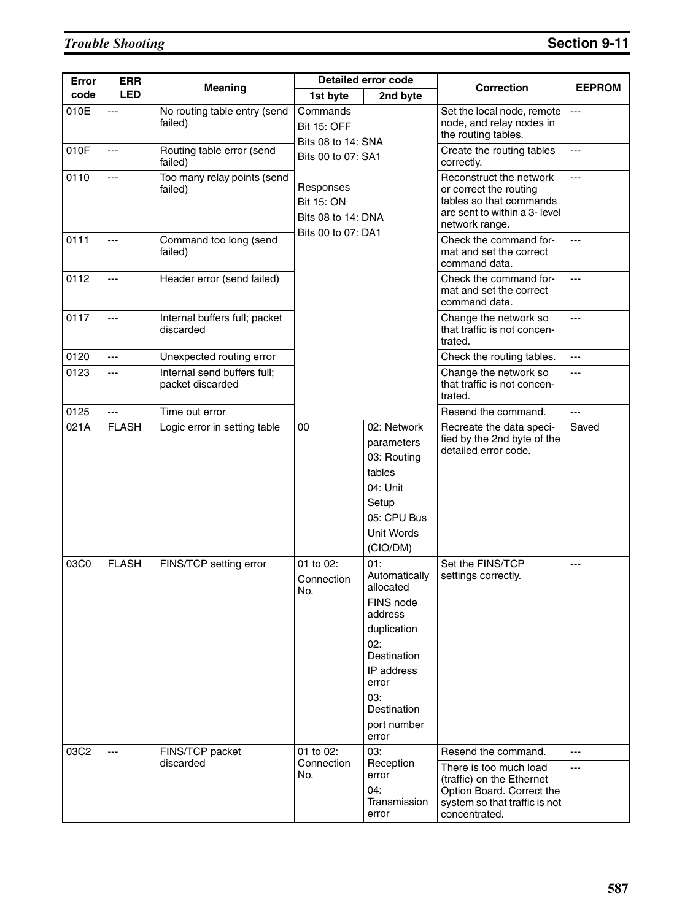| Error code | ERR LED | Meaning | Detailed error code | | Correction | EEPROM |
|---|---|---|---|---|---|---|
| | | | 1st byte | 2nd byte | | |
| 010E | --- | No routing table entry (send failed) | Commands<br>Bit 15: OFF<br>Bits 08 to 14: SNA<br>Bits 00 to 07: SA1<br><br>Responses<br>Bit 15: ON<br>Bits 08 to 14: DNA<br>Bits 00 to 07: DA1 | | Set the local node, remote node, and relay nodes in the routing tables. | --- |
| 010F | --- | Routing table error (send failed) | | | Create the routing tables correctly. | --- |
| 0110 | --- | Too many relay points (send failed) | | | Reconstruct the network or correct the routing tables so that commands are sent to within a 3- level network range. | --- |
| 0111 | --- | Command too long (send failed) | | | Check the command format and set the correct command data. | --- |
| 0112 | --- | Header error (send failed) | | | Check the command format and set the correct command data. | --- |
| 0117 | --- | Internal buffers full; packet discarded | | | Change the network so that traffic is not concentrated. | --- |
| 0120 | --- | Unexpected routing error | | | Check the routing tables. | --- |
| 0123 | --- | Internal send buffers full; packet discarded | | | Change the network so that traffic is not concentrated. | --- |
| 0125 | --- | Time out error | | | Resend the command. | --- |
| 021A | FLASH | Logic error in setting table | 00 | 02: Network parameters<br>03: Routing tables<br>04: Unit Setup<br>05: CPU Bus Unit Words (CIO/DM) | Recreate the data specified by the 2nd byte of the detailed error code. | Saved |
| 03C0 | FLASH | FINS/TCP setting error | 01 to 02: Connection No. | 01: Automatically allocated FINS node address duplication<br>02: Destination IP address error<br>03: Destination port number error | Set the FINS/TCP settings correctly. | --- |
| 03C2 | --- | FINS/TCP packet discarded | 01 to 02: Connection No. | 03: Reception error<br>04: Transmission error | Resend the command. | --- |
| | | | | | There is too much load (traffic) on the Ethernet Option Board. Correct the system so that traffic is not concentrated. | --- |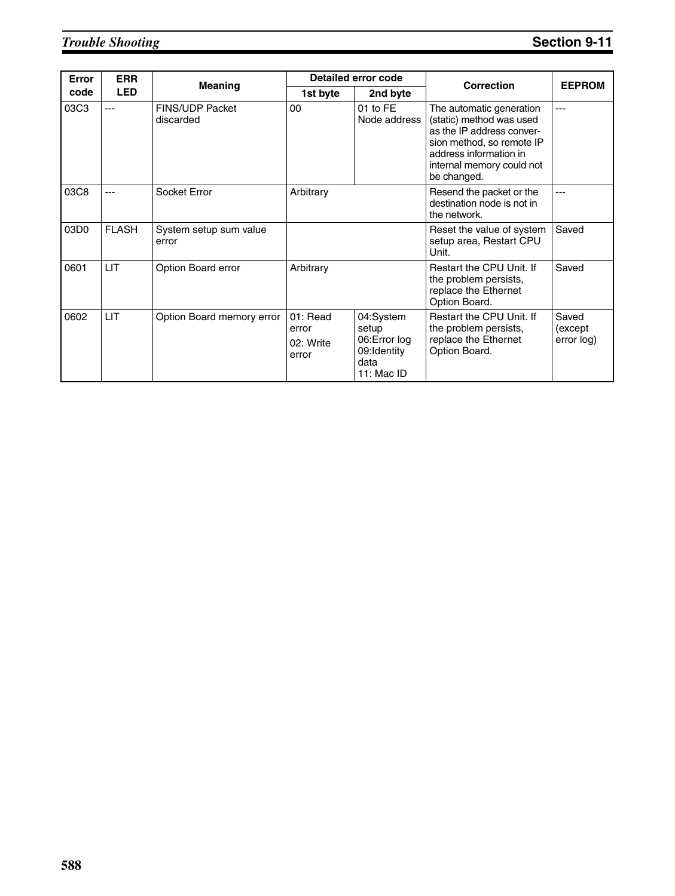| Error code | ERR LED | Meaning | Detailed error code | | Correction | EEPROM |
|---|---|---|---|---|---|---|
| | | | 1st byte | 2nd byte | | |
| 03C3 | --- | FINS/UDP Packet discarded | 00 | 01 to FE Node address | The automatic generation (static) method was used as the IP address conversion method, so remote IP address information in internal memory could not be changed. | --- |
| 03C8 | --- | Socket Error | Arbitrary | | Resend the packet or the destination node is not in the network. | --- |
| 03D0 | FLASH | System setup sum value error | | | Reset the value of system setup area, Restart CPU Unit. | Saved |
| 0601 | LIT | Option Board error | Arbitrary | | Restart the CPU Unit. If the problem persists, replace the Ethernet Option Board. | Saved |
| 0602 | LIT | Option Board memory error | 01: Read error<br>02: Write error | 04:System setup<br>06:Error log<br>09:Identity data<br>11: Mac ID | Restart the CPU Unit. If the problem persists, replace the Ethernet Option Board. | Saved (except error log) |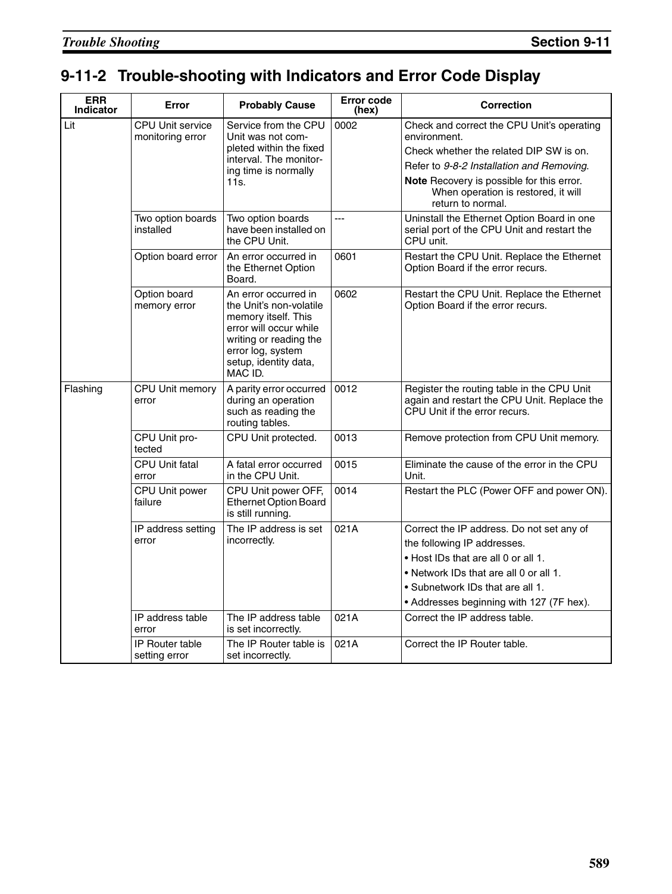## 9-11-2 Trouble-shooting with Indicators and Error Code Display

| ERR Indicator | Error | Probably Cause | Error code (hex) | Correction |
|---|---|---|---|---|
| Lit | CPU Unit service monitoring error | Service from the CPU Unit was not completed within the fixed interval. The monitoring time is normally 11s. | 0002 | Check and correct the CPU Unit's operating environment.<br>Check whether the related DIP SW is on.<br>Refer to *9-8-2 Installation and Removing*.<br>**Note** Recovery is possible for this error. When operation is restored, it will return to normal. |
| | Two option boards installed | Two option boards have been installed on the CPU Unit. | --- | Uninstall the Ethernet Option Board in one serial port of the CPU Unit and restart the CPU unit. |
| | Option board error | An error occurred in the Ethernet Option Board. | 0601 | Restart the CPU Unit. Replace the Ethernet Option Board if the error recurs. |
| | Option board memory error | An error occurred in the Unit's non-volatile memory itself. This error will occur while writing or reading the error log, system setup, identity data, MAC ID. | 0602 | Restart the CPU Unit. Replace the Ethernet Option Board if the error recurs. |
| Flashing | CPU Unit memory error | A parity error occurred during an operation such as reading the routing tables. | 0012 | Register the routing table in the CPU Unit again and restart the CPU Unit. Replace the CPU Unit if the error recurs. |
| | CPU Unit protected | CPU Unit protected. | 0013 | Remove protection from CPU Unit memory. |
| | CPU Unit fatal error | A fatal error occurred in the CPU Unit. | 0015 | Eliminate the cause of the error in the CPU Unit. |
| | CPU Unit power failure | CPU Unit power OFF, Ethernet Option Board is still running. | 0014 | Restart the PLC (Power OFF and power ON). |
| | IP address setting error | The IP address is set incorrectly. | 021A | Correct the IP address. Do not set any of the following IP addresses.<br>• Host IDs that are all 0 or all 1.<br>• Network IDs that are all 0 or all 1.<br>• Subnetwork IDs that are all 1.<br>• Addresses beginning with 127 (7F hex). |
| | IP address table error | The IP address table is set incorrectly. | 021A | Correct the IP address table. |
| | IP Router table setting error | The IP Router table is set incorrectly. | 021A | Correct the IP Router table. |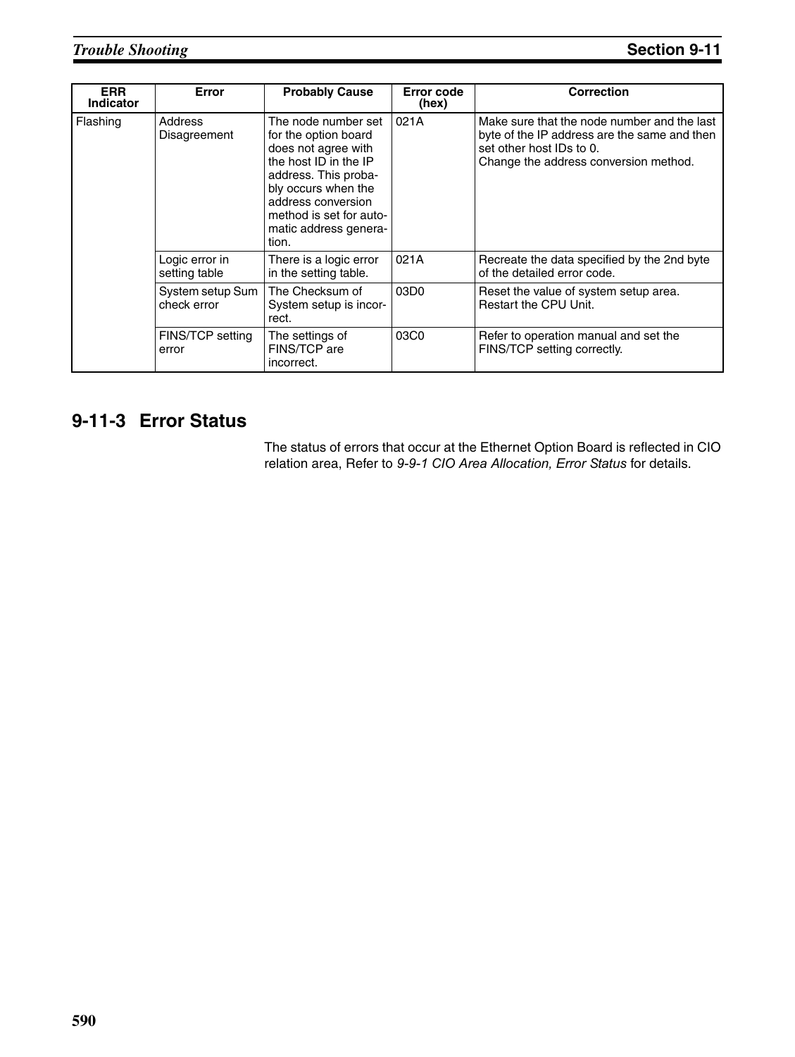| ERR Indicator | Error | Probably Cause | Error code (hex) | Correction |
|---|---|---|---|---|
| Flashing | Address Disagreement | The node number set for the option board does not agree with the host ID in the IP address. This probably occurs when the address conversion method is set for automatic address generation. | 021A | Make sure that the node number and the last byte of the IP address are the same and then set other host IDs to 0. Change the address conversion method. |
| | Logic error in setting table | There is a logic error in the setting table. | 021A | Recreate the data specified by the 2nd byte of the detailed error code. |
| | System setup Sum check error | The Checksum of System setup is incorrect. | 03D0 | Reset the value of system setup area. Restart the CPU Unit. |
| | FINS/TCP setting error | The settings of FINS/TCP are incorrect. | 03C0 | Refer to operation manual and set the FINS/TCP setting correctly. |

### 9-11-3 Error Status

The status of errors that occur at the Ethernet Option Board is reflected in CIO relation area, Refer to *9-9-1 CIO Area Allocation, Error Status* for details.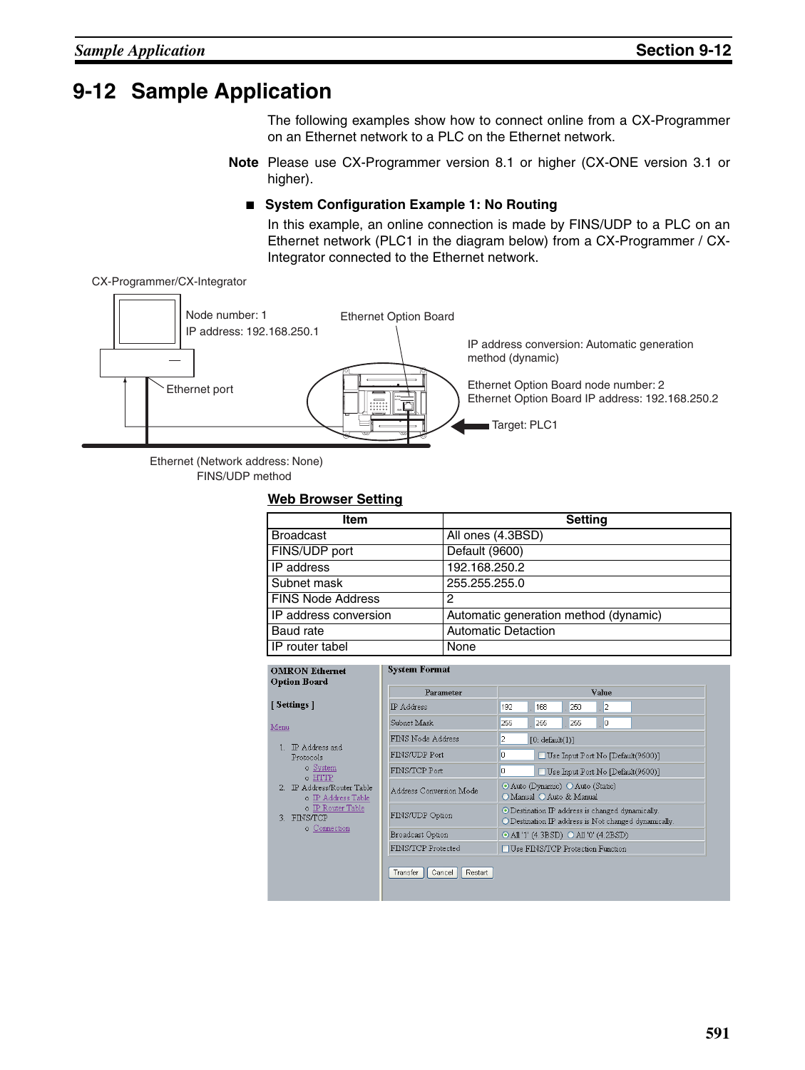# 9-12 Sample Application

The following examples show how to connect online from a CX-Programmer on an Ethernet network to a PLC on the Ethernet network.

**Note** Please use CX-Programmer version 8.1 or higher (CX-ONE version 3.1 or higher).

### ■ System Configuration Example 1: No Routing

In this example, an online connection is made by FINS/UDP to a PLC on an Ethernet network (PLC1 in the diagram below) from a CX-Programmer / CX-Integrator connected to the Ethernet network.

CX-Programmer/CX-Integrator

Node number: 1
IP address: 192.168.250.1

Ethernet Option Board

IP address conversion: Automatic generation method (dynamic)

Ethernet port

Ethernet Option Board node number: 2
Ethernet Option Board IP address: 192.168.250.2

Target: PLC1

Ethernet (Network address: None)
FINS/UDP method

**Web Browser Setting**

| Item | Setting |
|---|---|
| Broadcast | All ones (4.3BSD) |
| FINS/UDP port | Default (9600) |
| IP address | 192.168.250.2 |
| Subnet mask | 255.255.255.0 |
| FINS Node Address | 2 |
| IP address conversion | Automatic generation method (dynamic) |
| Baud rate | Automatic Detaction |
| IP router tabel | None |

**OMRON Ethernet Option Board**

**[ Settings ]**

Menu

1. IP Address and Protocols
   - System
   - HTTP
2. IP Address/Router Table
   - IP Address Table
   - IP Router Table
3. FINS/TCP
   - Connection

**System Format**

| Parameter | Value |
|---|---|
| IP Address | 192 . 168 . 250 . 2 |
| Subnet Mask | 255 . 255 . 255 . 0 |
| FINS Node Address | 2 [0: default(1)] |
| FINS/UDP Port | 0 ☐ Use Input Port No [Default(9600)] |
| FINS/TCP Port | 0 ☐ Use Input Port No [Default(9600)] |
| Address Conversion Mode | ⊙ Auto (Dynamic) ○ Auto (Static) ○ Manual ○ Auto & Manual |
| FINS/UDP Option | ⊙ Destination IP address is changed dynamically. ○ Destination IP address is Not changed dynamically. |
| Broadcast Option | ⊙ All '1' (4.3BSD) ○ All '0' (4.2BSD) |
| FINS/TCP Protected | ☐ Use FINS/TCP Protection Function |

Transfer | Cancel | Restart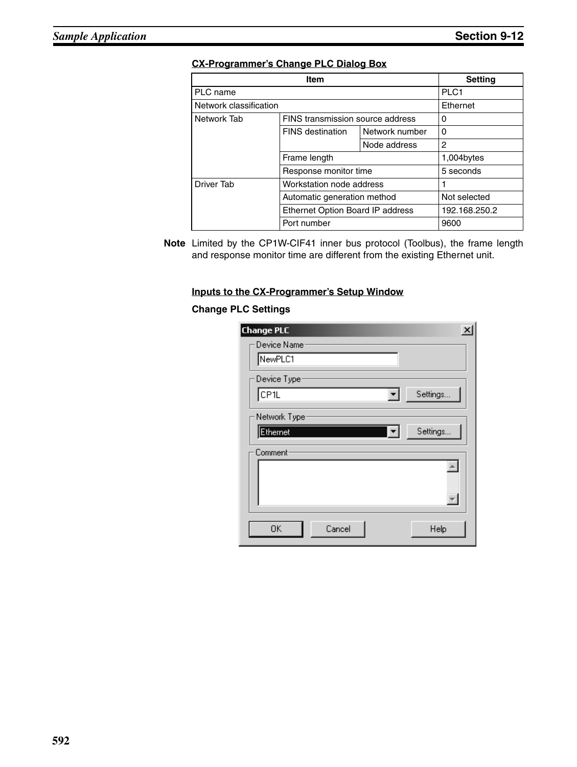**CX-Programmer's Change PLC Dialog Box**

| Item | | | Setting |
|---|---|---|---|
| PLC name | | | PLC1 |
| Network classification | | | Ethernet |
| Network Tab | FINS transmission source address | | 0 |
| | FINS destination | Network number | 0 |
| | | Node address | 2 |
| | Frame length | | 1,004bytes |
| | Response monitor time | | 5 seconds |
| Driver Tab | Workstation node address | | 1 |
| | Automatic generation method | | Not selected |
| | Ethernet Option Board IP address | | 192.168.250.2 |
| | Port number | | 9600 |

**Note** Limited by the CP1W-CIF41 inner bus protocol (Toolbus), the frame length and response monitor time are different from the existing Ethernet unit.

**Inputs to the CX-Programmer's Setup Window**

**Change PLC Settings**

Change PLC

Device Name: NewPLC1

Device Type: CP1L — Settings...

Network Type: Ethernet — Settings...

Comment

OK | Cancel | Help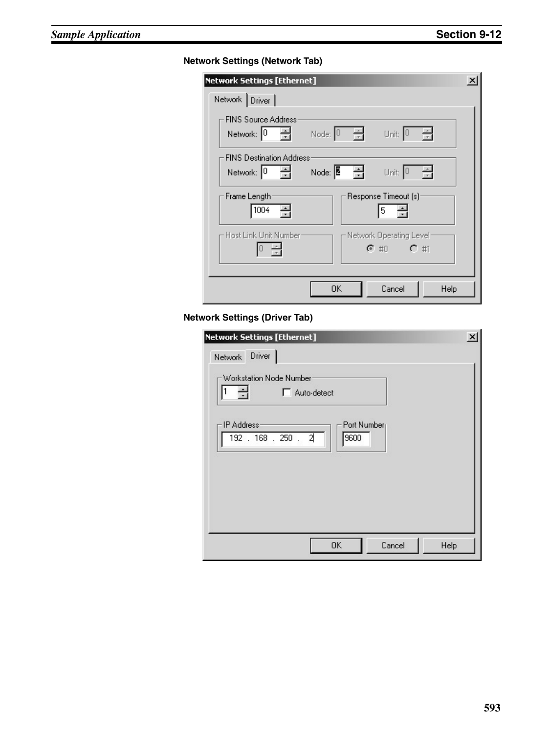**Network Settings (Network Tab)**

Network Settings [Ethernet]

Network | Driver

FINS Source Address
Network: 0 Node: 0 Unit: 0

FINS Destination Address
Network: 0 Node: 2 Unit: 0

Frame Length
1004

Response Timeout (s)
5

Host Link Unit Number
0

Network Operating Level
#0 #1

OK Cancel Help

**Network Settings (Driver Tab)**

Network Settings [Ethernet]

Network | Driver

Workstation Node Number
1 Auto-detect

IP Address
192 . 168 . 250 . 2

Port Number
9600

OK Cancel Help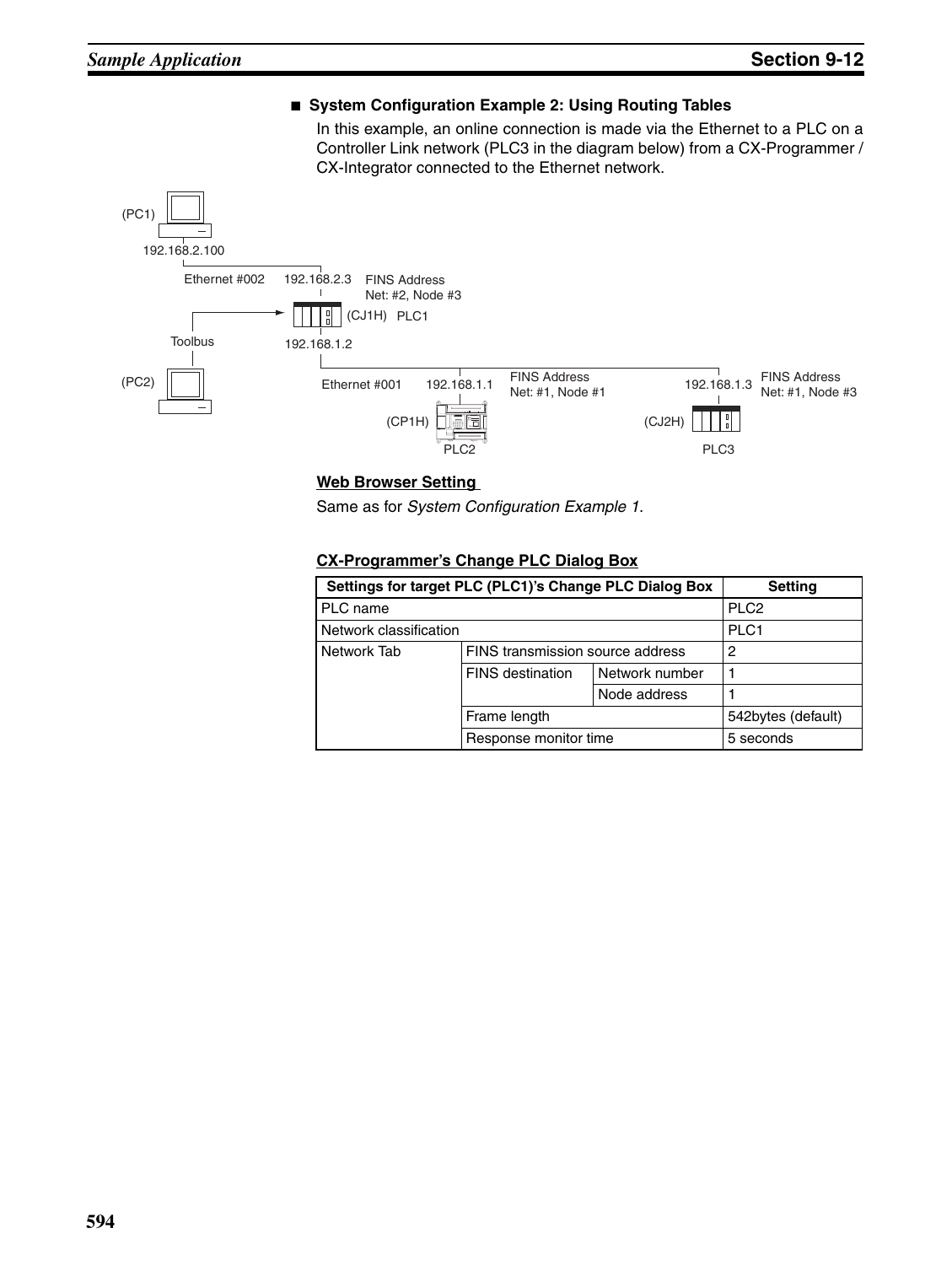## ■ System Configuration Example 2: Using Routing Tables

In this example, an online connection is made via the Ethernet to a PLC on a Controller Link network (PLC3 in the diagram below) from a CX-Programmer / CX-Integrator connected to the Ethernet network.

(PC1)

192.168.2.100

Ethernet #002 192.168.2.3 FINS Address Net: #2, Node #3

(CJ1H) PLC1

Toolbus

192.168.1.2

(PC2)

Ethernet #001 192.168.1.1 FINS Address Net: #1, Node #1

192.168.1.3 FINS Address Net: #1, Node #3

(CP1H) PLC2

(CJ2H) PLC3

**Web Browser Setting**

Same as for *System Configuration Example 1*.

**CX-Programmer's Change PLC Dialog Box**

| Settings for target PLC (PLC1)'s Change PLC Dialog Box | | | Setting |
|---|---|---|---|
| PLC name | | | PLC2 |
| Network classification | | | PLC1 |
| Network Tab | FINS transmission source address | | 2 |
| | FINS destination | Network number | 1 |
| | | Node address | 1 |
| | Frame length | | 542bytes (default) |
| | Response monitor time | | 5 seconds |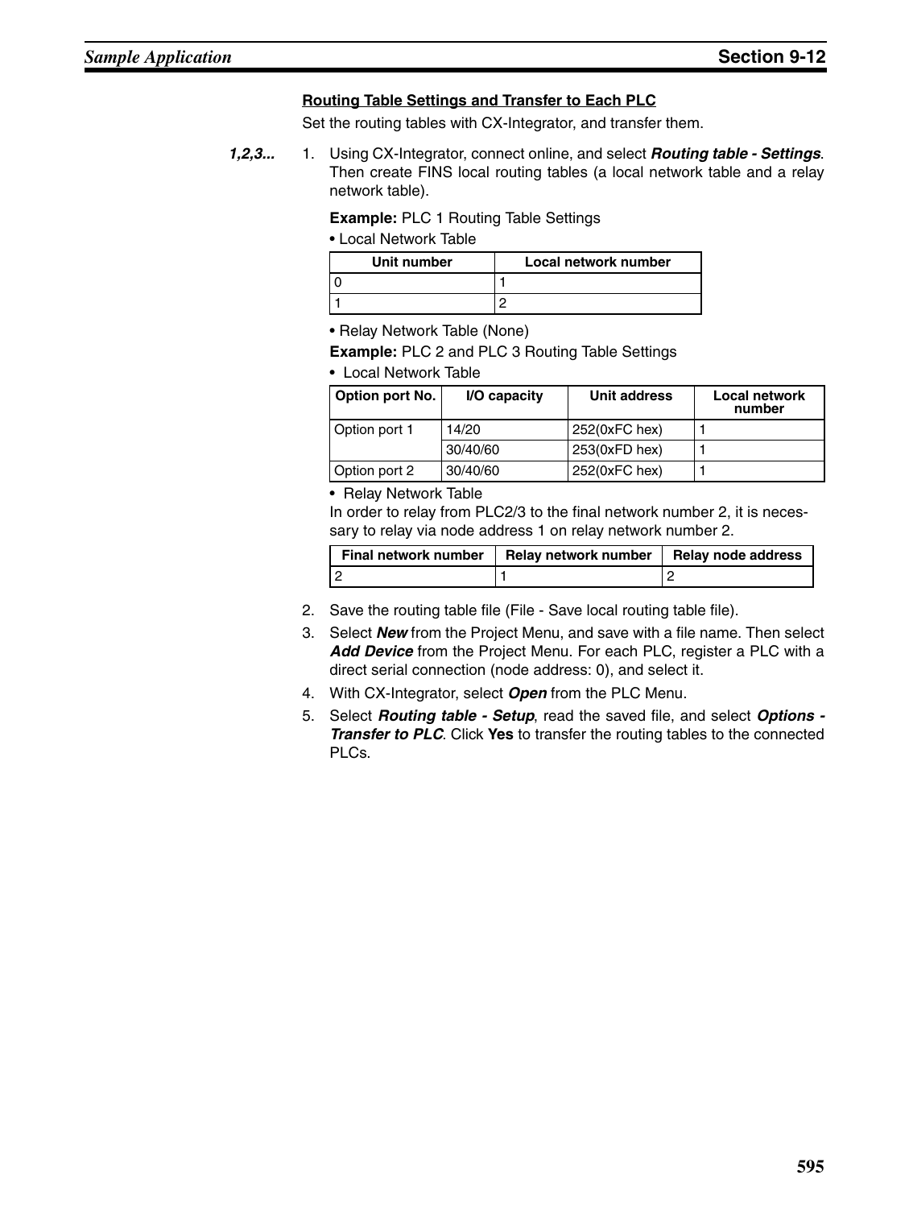### Routing Table Settings and Transfer to Each PLC

Set the routing tables with CX-Integrator, and transfer them.

*1,2,3...*

1. Using CX-Integrator, connect online, and select ***Routing table - Settings***. Then create FINS local routing tables (a local network table and a relay network table).

   **Example:** PLC 1 Routing Table Settings

   • Local Network Table

   | Unit number | Local network number |
   |---|---|
   | 0 | 1 |
   | 1 | 2 |

   • Relay Network Table (None)

   **Example:** PLC 2 and PLC 3 Routing Table Settings

   • Local Network Table

   | Option port No. | I/O capacity | Unit address | Local network number |
   |---|---|---|---|
   | Option port 1 | 14/20 | 252(0xFC hex) | 1 |
   | | 30/40/60 | 253(0xFD hex) | 1 |
   | Option port 2 | 30/40/60 | 252(0xFC hex) | 1 |

   • Relay Network Table

   In order to relay from PLC2/3 to the final network number 2, it is necessary to relay via node address 1 on relay network number 2.

   | Final network number | Relay network number | Relay node address |
   |---|---|---|
   | 2 | 1 | 2 |

2. Save the routing table file (File - Save local routing table file).
3. Select ***New*** from the Project Menu, and save with a file name. Then select ***Add Device*** from the Project Menu. For each PLC, register a PLC with a direct serial connection (node address: 0), and select it.
4. With CX-Integrator, select ***Open*** from the PLC Menu.
5. Select ***Routing table - Setup***, read the saved file, and select ***Options - Transfer to PLC***. Click **Yes** to transfer the routing tables to the connected PLCs.